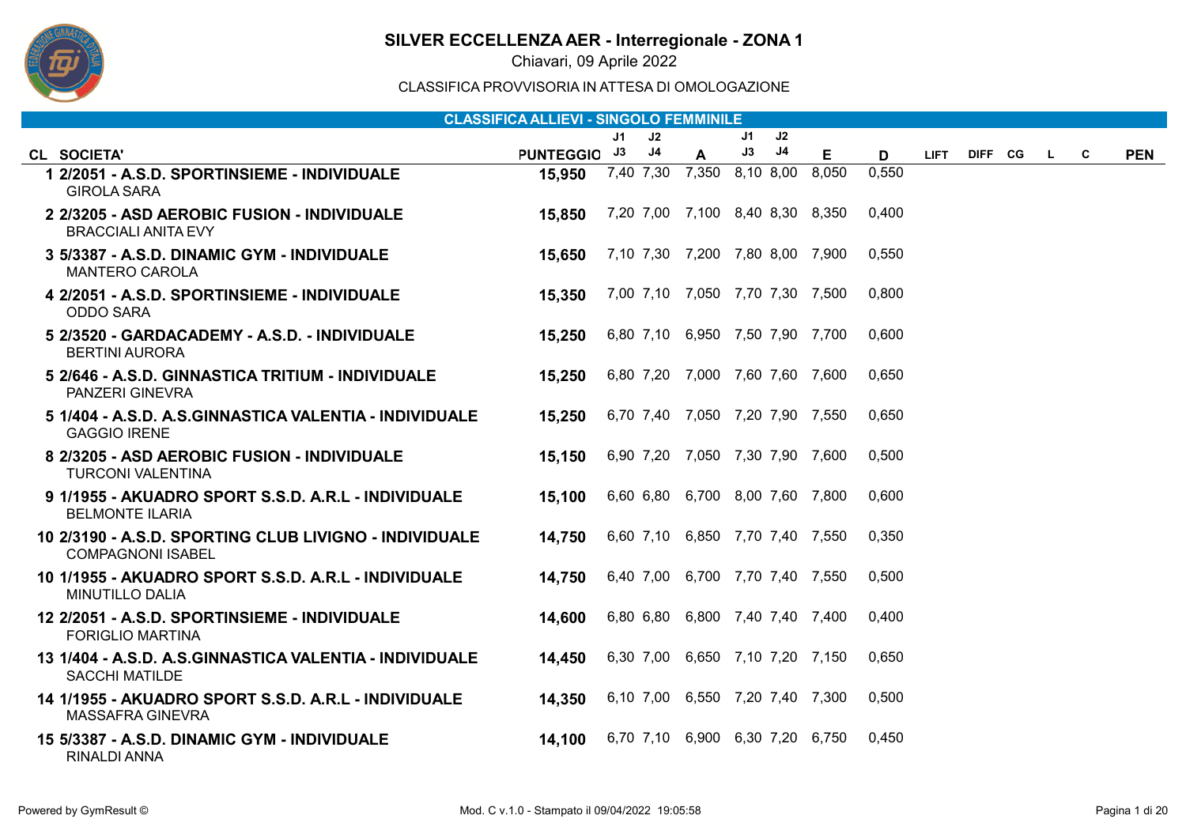# SILVER ECCELLENZA AER - Interregionale - ZONA 1

Chiavari, 09 Aprile 2022

CLASSIFICA PROVVISORIA IN ATTESA DI OMOLOGAZIONE

## CLASSIFICA ALLIEVI - SINGOLO FEMMINILE

| CL | SOCIETA' | PUNTEGGIO | J1 J3 | J2 J4 | A | J1 J3 | J2 J4 | E | D | LIFT | DIFF | CG | L | C | PEN |
|---|---|---|---|---|---|---|---|---|---|---|---|---|---|---|---|
| 1 | 2/2051 - A.S.D. SPORTINSIEME - INDIVIDUALE<br>GIROLA SARA | 15,950 | 7,40 | 7,30 | 7,350 | 8,10 | 8,00 | 8,050 | 0,550 | | | | | | |
| 2 | 2/3205 - ASD AEROBIC FUSION - INDIVIDUALE<br>BRACCIALI ANITA EVY | 15,850 | 7,20 | 7,00 | 7,100 | 8,40 | 8,30 | 8,350 | 0,400 | | | | | | |
| 3 | 5/3387 - A.S.D. DINAMIC GYM - INDIVIDUALE<br>MANTERO CAROLA | 15,650 | 7,10 | 7,30 | 7,200 | 7,80 | 8,00 | 7,900 | 0,550 | | | | | | |
| 4 | 2/2051 - A.S.D. SPORTINSIEME - INDIVIDUALE<br>ODDO SARA | 15,350 | 7,00 | 7,10 | 7,050 | 7,70 | 7,30 | 7,500 | 0,800 | | | | | | |
| 5 | 2/3520 - GARDACADEMY - A.S.D. - INDIVIDUALE<br>BERTINI AURORA | 15,250 | 6,80 | 7,10 | 6,950 | 7,50 | 7,90 | 7,700 | 0,600 | | | | | | |
| 5 | 2/646 - A.S.D. GINNASTICA TRITIUM - INDIVIDUALE<br>PANZERI GINEVRA | 15,250 | 6,80 | 7,20 | 7,000 | 7,60 | 7,60 | 7,600 | 0,650 | | | | | | |
| 5 | 1/404 - A.S.D. A.S.GINNASTICA VALENTIA - INDIVIDUALE<br>GAGGIO IRENE | 15,250 | 6,70 | 7,40 | 7,050 | 7,20 | 7,90 | 7,550 | 0,650 | | | | | | |
| 8 | 2/3205 - ASD AEROBIC FUSION - INDIVIDUALE<br>TURCONI VALENTINA | 15,150 | 6,90 | 7,20 | 7,050 | 7,30 | 7,90 | 7,600 | 0,500 | | | | | | |
| 9 | 1/1955 - AKUADRO SPORT S.S.D. A.R.L - INDIVIDUALE<br>BELMONTE ILARIA | 15,100 | 6,60 | 6,80 | 6,700 | 8,00 | 7,60 | 7,800 | 0,600 | | | | | | |
| 10 | 2/3190 - A.S.D. SPORTING CLUB LIVIGNO - INDIVIDUALE<br>COMPAGNONI ISABEL | 14,750 | 6,60 | 7,10 | 6,850 | 7,70 | 7,40 | 7,550 | 0,350 | | | | | | |
| 10 | 1/1955 - AKUADRO SPORT S.S.D. A.R.L - INDIVIDUALE<br>MINUTILLO DALIA | 14,750 | 6,40 | 7,00 | 6,700 | 7,70 | 7,40 | 7,550 | 0,500 | | | | | | |
| 12 | 2/2051 - A.S.D. SPORTINSIEME - INDIVIDUALE<br>FORIGLIO MARTINA | 14,600 | 6,80 | 6,80 | 6,800 | 7,40 | 7,40 | 7,400 | 0,400 | | | | | | |
| 13 | 1/404 - A.S.D. A.S.GINNASTICA VALENTIA - INDIVIDUALE<br>SACCHI MATILDE | 14,450 | 6,30 | 7,00 | 6,650 | 7,10 | 7,20 | 7,150 | 0,650 | | | | | | |
| 14 | 1/1955 - AKUADRO SPORT S.S.D. A.R.L - INDIVIDUALE<br>MASSAFRA GINEVRA | 14,350 | 6,10 | 7,00 | 6,550 | 7,20 | 7,40 | 7,300 | 0,500 | | | | | | |
| 15 | 5/3387 - A.S.D. DINAMIC GYM - INDIVIDUALE<br>RINALDI ANNA | 14,100 | 6,70 | 7,10 | 6,900 | 6,30 | 7,20 | 6,750 | 0,450 | | | | | | |

Powered by GymResult © Mod. C v.1.0 - Stampato il 09/04/2022 19:05:58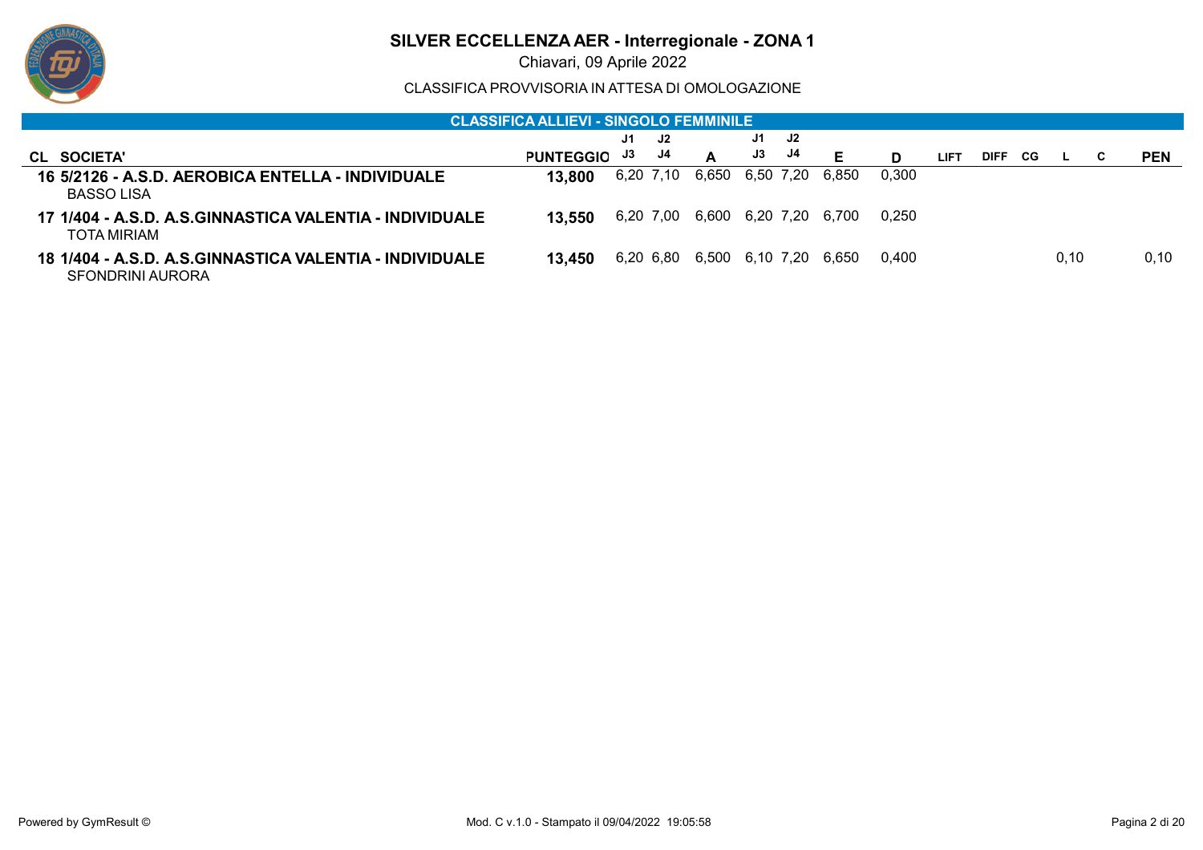# SILVER ECCELLENZA AER - Interregionale - ZONA 1

Chiavari, 09 Aprile 2022

CLASSIFICA PROVVISORIA IN ATTESA DI OMOLOGAZIONE

## CLASSIFICA ALLIEVI - SINGOLO FEMMINILE

| CL | SOCIETA' | PUNTEGGIO | J1 J3 | J2 J4 | A | J1 J3 | J2 J4 | E | D | LIFT | DIFF | CG | L | C | PEN |
|---|---|---|---|---|---|---|---|---|---|---|---|---|---|---|---|
| 16 | **5/2126 - A.S.D. AEROBICA ENTELLA - INDIVIDUALE**<br>BASSO LISA | **13,800** | 6,20 | 7,10 | 6,650 | 6,50 | 7,20 | 6,850 | 0,300 | | | | | | |
| 17 | **1/404 - A.S.D. A.S.GINNASTICA VALENTIA - INDIVIDUALE**<br>TOTA MIRIAM | **13,550** | 6,20 | 7,00 | 6,600 | 6,20 | 7,20 | 6,700 | 0,250 | | | | | | |
| 18 | **1/404 - A.S.D. A.S.GINNASTICA VALENTIA - INDIVIDUALE**<br>SFONDRINI AURORA | **13,450** | 6,20 | 6,80 | 6,500 | 6,10 | 7,20 | 6,650 | 0,400 | | | | 0,10 | | 0,10 |

Powered by GymResult © Mod. C v.1.0 - Stampato il 09/04/2022 19:05:58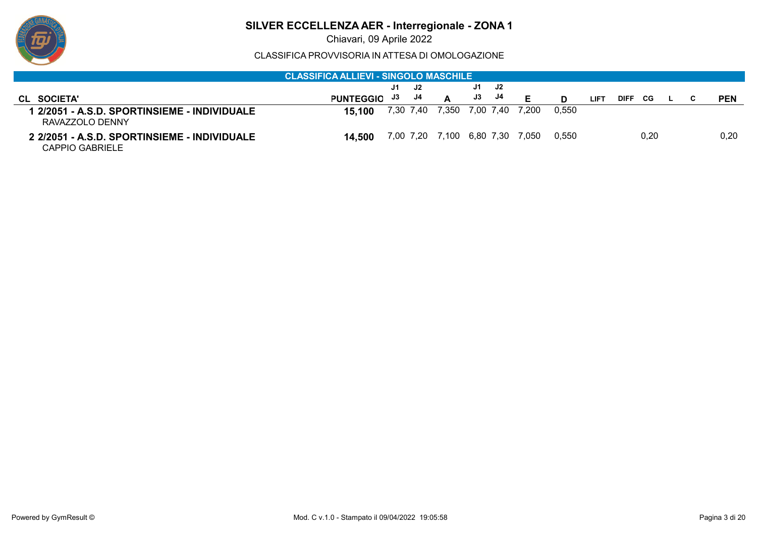# SILVER ECCELLENZA AER - Interregionale - ZONA 1

Chiavari, 09 Aprile 2022

CLASSIFICA PROVVISORIA IN ATTESA DI OMOLOGAZIONE

## CLASSIFICA ALLIEVI - SINGOLO MASCHILE

| CL | SOCIETA' | PUNTEGGIO | J1 J3 | J2 J4 | A | J1 J3 | J2 J4 | E | D | LIFT | DIFF | CG | L | C | PEN |
|---|---|---|---|---|---|---|---|---|---|---|---|---|---|---|---|
| 1 | **2/2051 - A.S.D. SPORTINSIEME - INDIVIDUALE**<br>RAVAZZOLO DENNY | **15,100** | 7,30 | 7,40 | 7,350 | 7,00 | 7,40 | 7,200 | 0,550 | | | | | | |
| 2 | **2/2051 - A.S.D. SPORTINSIEME - INDIVIDUALE**<br>CAPPIO GABRIELE | **14,500** | 7,00 | 7,20 | 7,100 | 6,80 | 7,30 | 7,050 | 0,550 | | | 0,20 | | | 0,20 |

Powered by GymResult ©

Mod. C v.1.0 - Stampato il 09/04/2022 19:05:58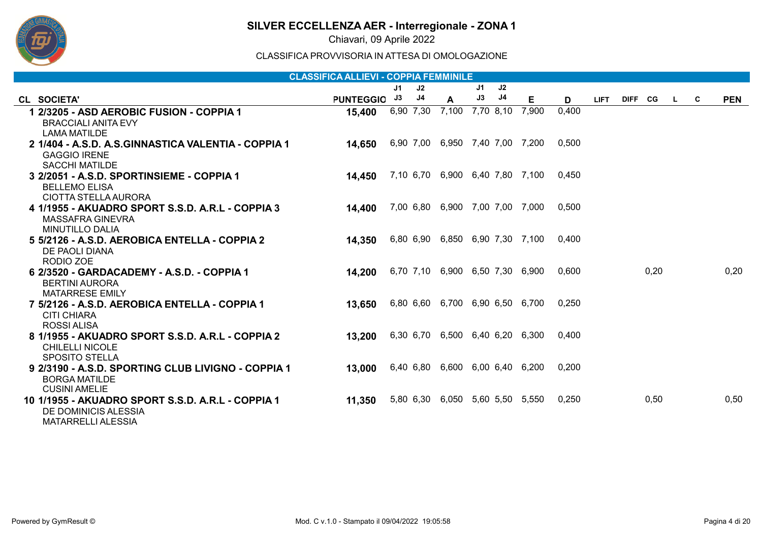# SILVER ECCELLENZA AER - Interregionale - ZONA 1

Chiavari, 09 Aprile 2022

CLASSIFICA PROVVISORIA IN ATTESA DI OMOLOGAZIONE

## CLASSIFICA ALLIEVI - COPPIA FEMMINILE

| CL | SOCIETA' | PUNTEGGIO | J1 J3 | J2 J4 | A | J1 J3 | J2 J4 | E | D | LIFT | DIFF | CG | L | C | PEN |
|---|---|---|---|---|---|---|---|---|---|---|---|---|---|---|---|
| 1 | 2/3205 - ASD AEROBIC FUSION - COPPIA 1<br>BRACCIALI ANITA EVY<br>LAMA MATILDE | 15,400 | 6,90 | 7,30 | 7,100 | 7,70 | 8,10 | 7,900 | 0,400 | | | | | | |
| 2 | 1/404 - A.S.D. A.S.GINNASTICA VALENTIA - COPPIA 1<br>GAGGIO IRENE<br>SACCHI MATILDE | 14,650 | 6,90 | 7,00 | 6,950 | 7,40 | 7,00 | 7,200 | 0,500 | | | | | | |
| 3 | 2/2051 - A.S.D. SPORTINSIEME - COPPIA 1<br>BELLEMO ELISA<br>CIOTTA STELLA AURORA | 14,450 | 7,10 | 6,70 | 6,900 | 6,40 | 7,80 | 7,100 | 0,450 | | | | | | |
| 4 | 1/1955 - AKUADRO SPORT S.S.D. A.R.L - COPPIA 3<br>MASSAFRA GINEVRA<br>MINUTILLO DALIA | 14,400 | 7,00 | 6,80 | 6,900 | 7,00 | 7,00 | 7,000 | 0,500 | | | | | | |
| 5 | 5/2126 - A.S.D. AEROBICA ENTELLA - COPPIA 2<br>DE PAOLI DIANA<br>RODIO ZOE | 14,350 | 6,80 | 6,90 | 6,850 | 6,90 | 7,30 | 7,100 | 0,400 | | | | | | |
| 6 | 2/3520 - GARDACADEMY - A.S.D. - COPPIA 1<br>BERTINI AURORA<br>MATARRESE EMILY | 14,200 | 6,70 | 7,10 | 6,900 | 6,50 | 7,30 | 6,900 | 0,600 | | | 0,20 | | | 0,20 |
| 7 | 5/2126 - A.S.D. AEROBICA ENTELLA - COPPIA 1<br>CITI CHIARA<br>ROSSI ALISA | 13,650 | 6,80 | 6,60 | 6,700 | 6,90 | 6,50 | 6,700 | 0,250 | | | | | | |
| 8 | 1/1955 - AKUADRO SPORT S.S.D. A.R.L - COPPIA 2<br>CHILELLI NICOLE<br>SPOSITO STELLA | 13,200 | 6,30 | 6,70 | 6,500 | 6,40 | 6,20 | 6,300 | 0,400 | | | | | | |
| 9 | 2/3190 - A.S.D. SPORTING CLUB LIVIGNO - COPPIA 1<br>BORGA MATILDE<br>CUSINI AMELIE | 13,000 | 6,40 | 6,80 | 6,600 | 6,00 | 6,40 | 6,200 | 0,200 | | | | | | |
| 10 | 1/1955 - AKUADRO SPORT S.S.D. A.R.L - COPPIA 1<br>DE DOMINICIS ALESSIA<br>MATARRELLI ALESSIA | 11,350 | 5,80 | 6,30 | 6,050 | 5,60 | 5,50 | 5,550 | 0,250 | | | 0,50 | | | 0,50 |

Powered by GymResult © — Mod. C v.1.0 - Stampato il 09/04/2022 19:05:58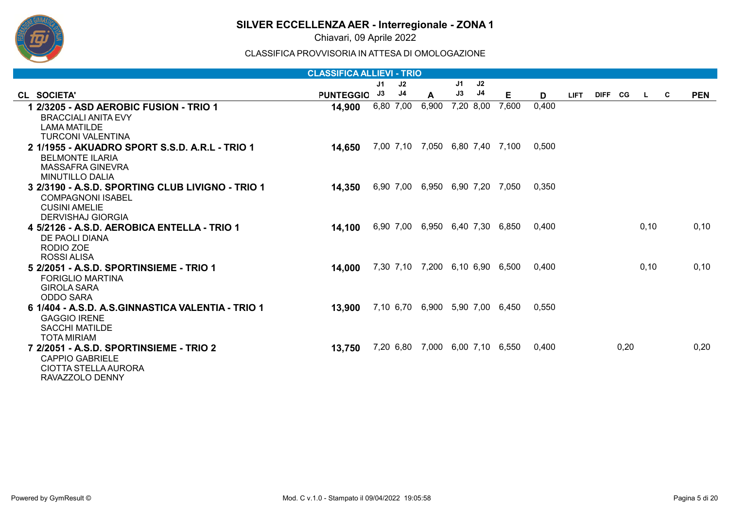# SILVER ECCELLENZA AER - Interregionale - ZONA 1

Chiavari, 09 Aprile 2022

CLASSIFICA PROVVISORIA IN ATTESA DI OMOLOGAZIONE

## CLASSIFICA ALLIEVI - TRIO

| CL | SOCIETA' | PUNTEGGIO | J1<br>J3 | J2<br>J4 | A | J1<br>J3 | J2<br>J4 | E | D | LIFT | DIFF | CG | L | C | PEN |
|---|---|---|---|---|---|---|---|---|---|---|---|---|---|---|---|
| 1 | **2/3205 - ASD AEROBIC FUSION - TRIO 1**<br>BRACCIALI ANITA EVY<br>LAMA MATILDE<br>TURCONI VALENTINA | **14,900** | 6,80 | 7,00 | 6,900 | 7,20 | 8,00 | 7,600 | 0,400 | | | | | | |
| 2 | **1/1955 - AKUADRO SPORT S.S.D. A.R.L - TRIO 1**<br>BELMONTE ILARIA<br>MASSAFRA GINEVRA<br>MINUTILLO DALIA | **14,650** | 7,00 | 7,10 | 7,050 | 6,80 | 7,40 | 7,100 | 0,500 | | | | | | |
| 3 | **2/3190 - A.S.D. SPORTING CLUB LIVIGNO - TRIO 1**<br>COMPAGNONI ISABEL<br>CUSINI AMELIE<br>DERVISHAJ GIORGIA | **14,350** | 6,90 | 7,00 | 6,950 | 6,90 | 7,20 | 7,050 | 0,350 | | | | | | |
| 4 | **5/2126 - A.S.D. AEROBICA ENTELLA - TRIO 1**<br>DE PAOLI DIANA<br>RODIO ZOE<br>ROSSI ALISA | **14,100** | 6,90 | 7,00 | 6,950 | 6,40 | 7,30 | 6,850 | 0,400 | | | | 0,10 | | 0,10 |
| 5 | **2/2051 - A.S.D. SPORTINSIEME - TRIO 1**<br>FORIGLIO MARTINA<br>GIROLA SARA<br>ODDO SARA | **14,000** | 7,30 | 7,10 | 7,200 | 6,10 | 6,90 | 6,500 | 0,400 | | | | 0,10 | | 0,10 |
| 6 | **1/404 - A.S.D. A.S.GINNASTICA VALENTIA - TRIO 1**<br>GAGGIO IRENE<br>SACCHI MATILDE<br>TOTA MIRIAM | **13,900** | 7,10 | 6,70 | 6,900 | 5,90 | 7,00 | 6,450 | 0,550 | | | | | | |
| 7 | **2/2051 - A.S.D. SPORTINSIEME - TRIO 2**<br>CAPPIO GABRIELE<br>CIOTTA STELLA AURORA<br>RAVAZZOLO DENNY | **13,750** | 7,20 | 6,80 | 7,000 | 6,00 | 7,10 | 6,550 | 0,400 | | | 0,20 | | | 0,20 |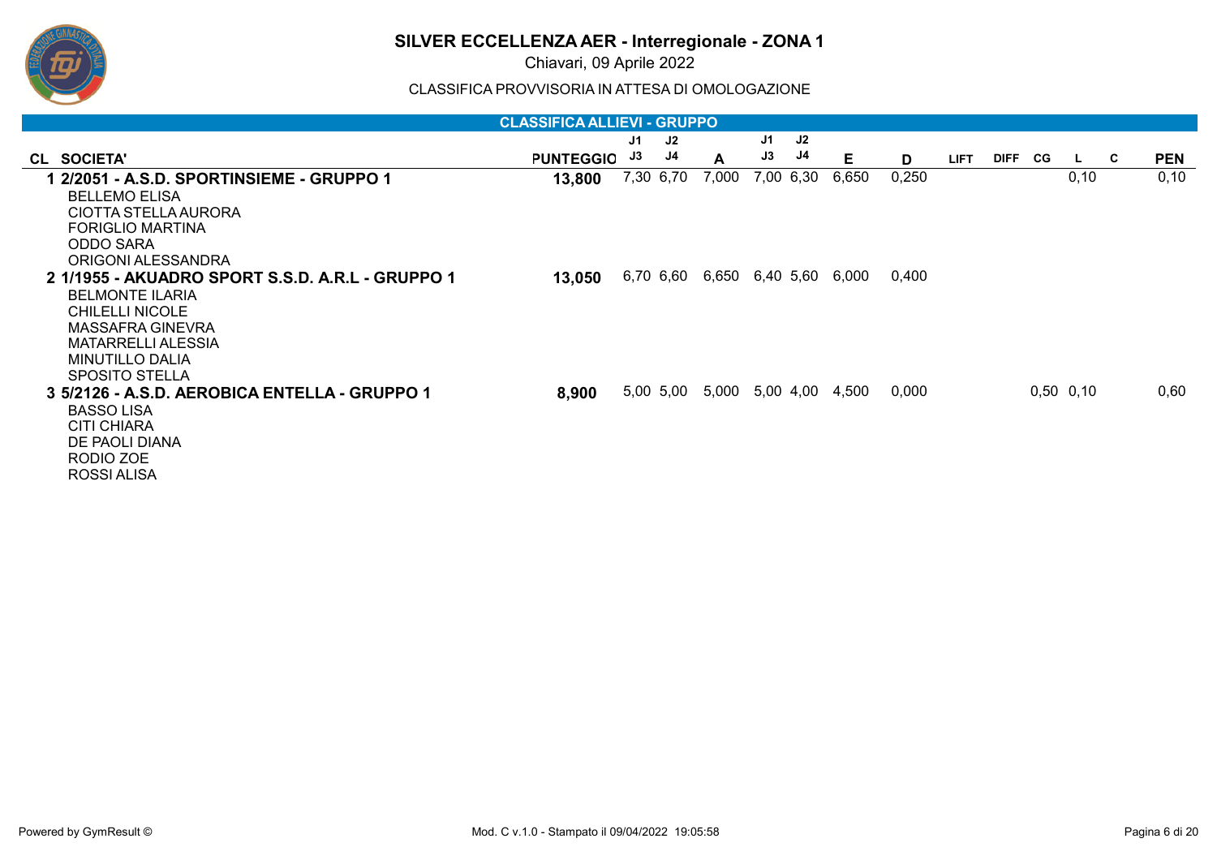# SILVER ECCELLENZA AER - Interregionale - ZONA 1

Chiavari, 09 Aprile 2022

CLASSIFICA PROVVISORIA IN ATTESA DI OMOLOGAZIONE

## CLASSIFICA ALLIEVI - GRUPPO

| CL | SOCIETA' | PUNTEGGIO | J1 J3 | J2 J4 | A | J1 J3 | J2 J4 | E | D | LIFT | DIFF | CG | L | C | PEN |
|---|---|---|---|---|---|---|---|---|---|---|---|---|---|---|---|
| 1 | **2/2051 - A.S.D. SPORTINSIEME - GRUPPO 1** | **13,800** | 7,30 | 6,70 | 7,000 | 7,00 | 6,30 | 6,650 | 0,250 | | | | 0,10 | | 0,10 |
| | BELLEMO ELISA<br>CIOTTA STELLA AURORA<br>FORIGLIO MARTINA<br>ODDO SARA<br>ORIGONI ALESSANDRA | | | | | | | | | | | | | | |
| 2 | **1/1955 - AKUADRO SPORT S.S.D. A.R.L - GRUPPO 1** | **13,050** | 6,70 | 6,60 | 6,650 | 6,40 | 5,60 | 6,000 | 0,400 | | | | | | |
| | BELMONTE ILARIA<br>CHILELLI NICOLE<br>MASSAFRA GINEVRA<br>MATARRELLI ALESSIA<br>MINUTILLO DALIA<br>SPOSITO STELLA | | | | | | | | | | | | | | |
| 3 | **5/2126 - A.S.D. AEROBICA ENTELLA - GRUPPO 1** | **8,900** | 5,00 | 5,00 | 5,000 | 5,00 | 4,00 | 4,500 | 0,000 | | | 0,50 | 0,10 | | 0,60 |
| | BASSO LISA<br>CITI CHIARA<br>DE PAOLI DIANA<br>RODIO ZOE<br>ROSSI ALISA | | | | | | | | | | | | | | |

Powered by GymResult ©

Mod. C v.1.0 - Stampato il 09/04/2022 19:05:58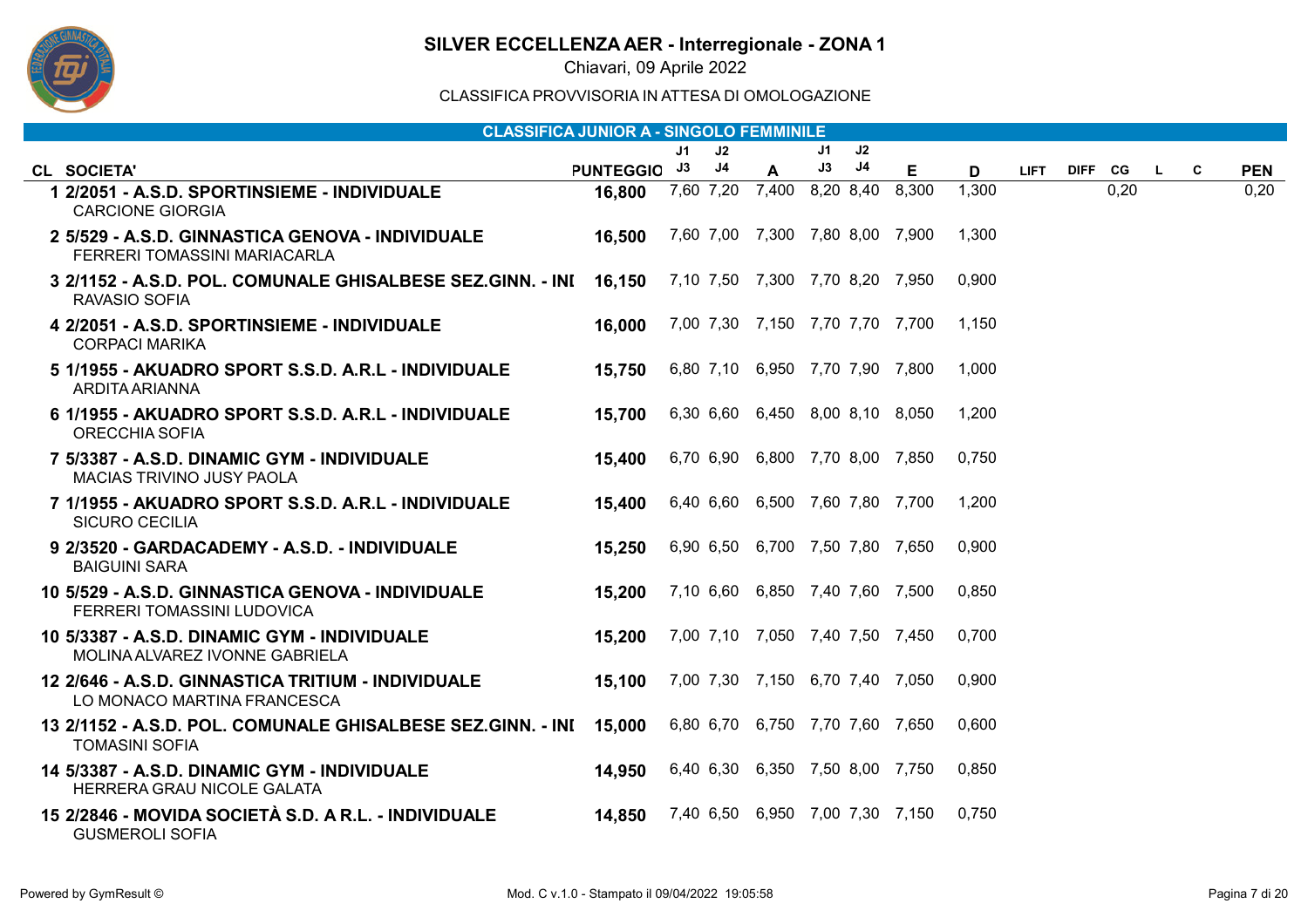# SILVER ECCELLENZA AER - Interregionale - ZONA 1

Chiavari, 09 Aprile 2022

CLASSIFICA PROVVISORIA IN ATTESA DI OMOLOGAZIONE

## CLASSIFICA JUNIOR A - SINGOLO FEMMINILE

| CL | SOCIETA' | PUNTEGGIO | J1 J3 | J2 J4 | A | J1 J3 | J2 J4 | E | D | LIFT | DIFF | CG | L | C | PEN |
|---|---|---|---|---|---|---|---|---|---|---|---|---|---|---|---|
| 1 | 2/2051 - A.S.D. SPORTINSIEME - INDIVIDUALE<br>CARCIONE GIORGIA | 16,800 | 7,60 | 7,20 | 7,400 | 8,20 | 8,40 | 8,300 | 1,300 | | | 0,20 | | | 0,20 |
| 2 | 5/529 - A.S.D. GINNASTICA GENOVA - INDIVIDUALE<br>FERRERI TOMASSINI MARIACARLA | 16,500 | 7,60 | 7,00 | 7,300 | 7,80 | 8,00 | 7,900 | 1,300 | | | | | | |
| 3 | 2/1152 - A.S.D. POL. COMUNALE GHISALBESE SEZ.GINN. - INI<br>RAVASIO SOFIA | 16,150 | 7,10 | 7,50 | 7,300 | 7,70 | 8,20 | 7,950 | 0,900 | | | | | | |
| 4 | 2/2051 - A.S.D. SPORTINSIEME - INDIVIDUALE<br>CORPACI MARIKA | 16,000 | 7,00 | 7,30 | 7,150 | 7,70 | 7,70 | 7,700 | 1,150 | | | | | | |
| 5 | 1/1955 - AKUADRO SPORT S.S.D. A.R.L - INDIVIDUALE<br>ARDITA ARIANNA | 15,750 | 6,80 | 7,10 | 6,950 | 7,70 | 7,90 | 7,800 | 1,000 | | | | | | |
| 6 | 1/1955 - AKUADRO SPORT S.S.D. A.R.L - INDIVIDUALE<br>ORECCHIA SOFIA | 15,700 | 6,30 | 6,60 | 6,450 | 8,00 | 8,10 | 8,050 | 1,200 | | | | | | |
| 7 | 5/3387 - A.S.D. DINAMIC GYM - INDIVIDUALE<br>MACIAS TRIVINO JUSY PAOLA | 15,400 | 6,70 | 6,90 | 6,800 | 7,70 | 8,00 | 7,850 | 0,750 | | | | | | |
| 7 | 1/1955 - AKUADRO SPORT S.S.D. A.R.L - INDIVIDUALE<br>SICURO CECILIA | 15,400 | 6,40 | 6,60 | 6,500 | 7,60 | 7,80 | 7,700 | 1,200 | | | | | | |
| 9 | 2/3520 - GARDACADEMY - A.S.D. - INDIVIDUALE<br>BAIGUINI SARA | 15,250 | 6,90 | 6,50 | 6,700 | 7,50 | 7,80 | 7,650 | 0,900 | | | | | | |
| 10 | 5/529 - A.S.D. GINNASTICA GENOVA - INDIVIDUALE<br>FERRERI TOMASSINI LUDOVICA | 15,200 | 7,10 | 6,60 | 6,850 | 7,40 | 7,60 | 7,500 | 0,850 | | | | | | |
| 10 | 5/3387 - A.S.D. DINAMIC GYM - INDIVIDUALE<br>MOLINA ALVAREZ IVONNE GABRIELA | 15,200 | 7,00 | 7,10 | 7,050 | 7,40 | 7,50 | 7,450 | 0,700 | | | | | | |
| 12 | 2/646 - A.S.D. GINNASTICA TRITIUM - INDIVIDUALE<br>LO MONACO MARTINA FRANCESCA | 15,100 | 7,00 | 7,30 | 7,150 | 6,70 | 7,40 | 7,050 | 0,900 | | | | | | |
| 13 | 2/1152 - A.S.D. POL. COMUNALE GHISALBESE SEZ.GINN. - INI<br>TOMASINI SOFIA | 15,000 | 6,80 | 6,70 | 6,750 | 7,70 | 7,60 | 7,650 | 0,600 | | | | | | |
| 14 | 5/3387 - A.S.D. DINAMIC GYM - INDIVIDUALE<br>HERRERA GRAU NICOLE GALATA | 14,950 | 6,40 | 6,30 | 6,350 | 7,50 | 8,00 | 7,750 | 0,850 | | | | | | |
| 15 | 2/2846 - MOVIDA SOCIETÀ S.D. A R.L. - INDIVIDUALE<br>GUSMEROLI SOFIA | 14,850 | 7,40 | 6,50 | 6,950 | 7,00 | 7,30 | 7,150 | 0,750 | | | | | | |

Powered by GymResult © Mod. C v.1.0 - Stampato il 09/04/2022 19:05:58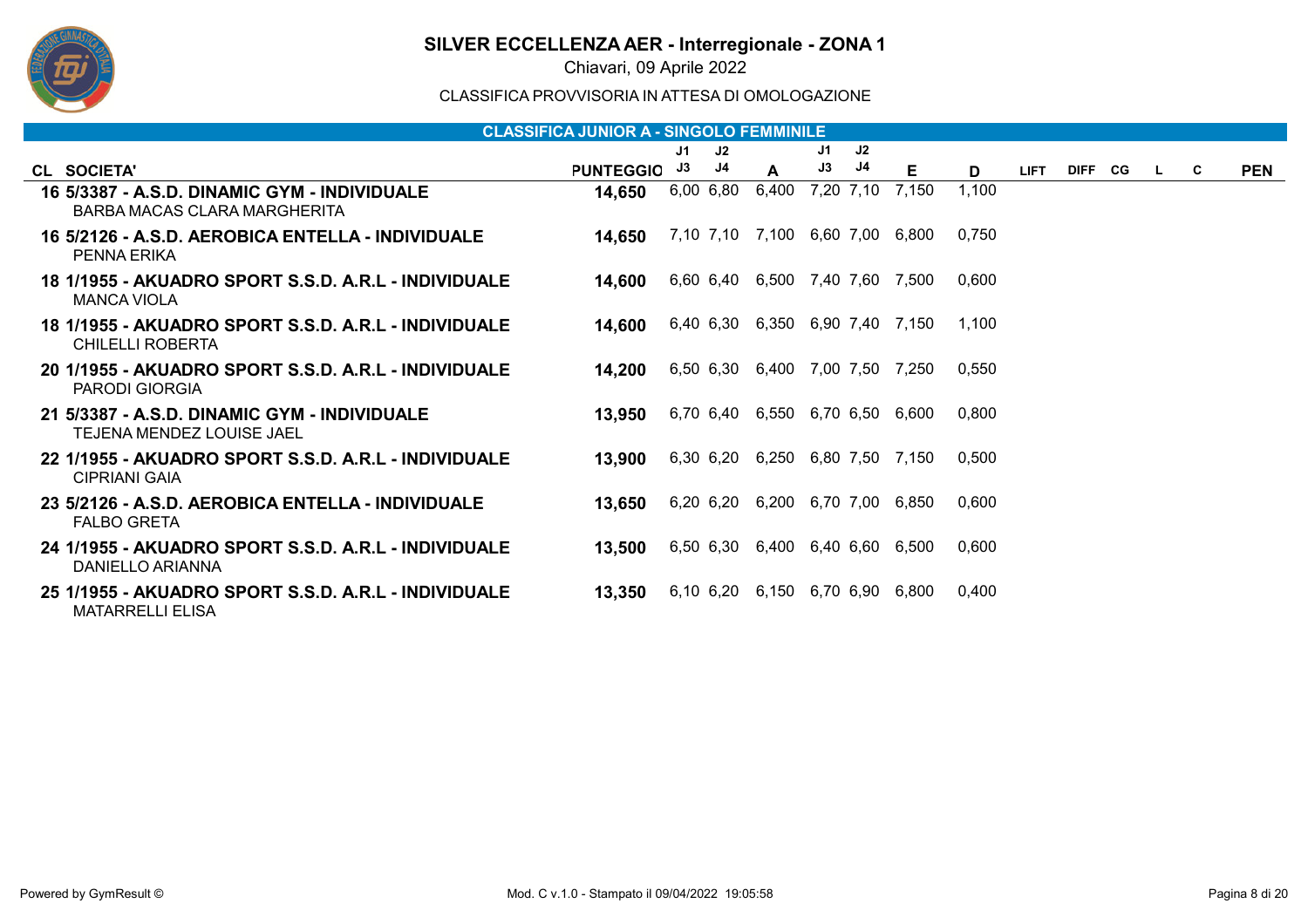# SILVER ECCELLENZA AER - Interregionale - ZONA 1

Chiavari, 09 Aprile 2022

CLASSIFICA PROVVISORIA IN ATTESA DI OMOLOGAZIONE

## CLASSIFICA JUNIOR A - SINGOLO FEMMINILE

| CL | SOCIETA' | PUNTEGGIO | J1 J3 | J2 J4 | A | J1 J3 | J2 J4 | E | D | LIFT | DIFF | CG | L | C | PEN |
|---|---|---|---|---|---|---|---|---|---|---|---|---|---|---|---|
| 16 | 5/3387 - A.S.D. DINAMIC GYM - INDIVIDUALE<br>BARBA MACAS CLARA MARGHERITA | 14,650 | 6,00 | 6,80 | 6,400 | 7,20 | 7,10 | 7,150 | 1,100 | | | | | | |
| 16 | 5/2126 - A.S.D. AEROBICA ENTELLA - INDIVIDUALE<br>PENNA ERIKA | 14,650 | 7,10 | 7,10 | 7,100 | 6,60 | 7,00 | 6,800 | 0,750 | | | | | | |
| 18 | 1/1955 - AKUADRO SPORT S.S.D. A.R.L - INDIVIDUALE<br>MANCA VIOLA | 14,600 | 6,60 | 6,40 | 6,500 | 7,40 | 7,60 | 7,500 | 0,600 | | | | | | |
| 18 | 1/1955 - AKUADRO SPORT S.S.D. A.R.L - INDIVIDUALE<br>CHILELLI ROBERTA | 14,600 | 6,40 | 6,30 | 6,350 | 6,90 | 7,40 | 7,150 | 1,100 | | | | | | |
| 20 | 1/1955 - AKUADRO SPORT S.S.D. A.R.L - INDIVIDUALE<br>PARODI GIORGIA | 14,200 | 6,50 | 6,30 | 6,400 | 7,00 | 7,50 | 7,250 | 0,550 | | | | | | |
| 21 | 5/3387 - A.S.D. DINAMIC GYM - INDIVIDUALE<br>TEJENA MENDEZ LOUISE JAEL | 13,950 | 6,70 | 6,40 | 6,550 | 6,70 | 6,50 | 6,600 | 0,800 | | | | | | |
| 22 | 1/1955 - AKUADRO SPORT S.S.D. A.R.L - INDIVIDUALE<br>CIPRIANI GAIA | 13,900 | 6,30 | 6,20 | 6,250 | 6,80 | 7,50 | 7,150 | 0,500 | | | | | | |
| 23 | 5/2126 - A.S.D. AEROBICA ENTELLA - INDIVIDUALE<br>FALBO GRETA | 13,650 | 6,20 | 6,20 | 6,200 | 6,70 | 7,00 | 6,850 | 0,600 | | | | | | |
| 24 | 1/1955 - AKUADRO SPORT S.S.D. A.R.L - INDIVIDUALE<br>DANIELLO ARIANNA | 13,500 | 6,50 | 6,30 | 6,400 | 6,40 | 6,60 | 6,500 | 0,600 | | | | | | |
| 25 | 1/1955 - AKUADRO SPORT S.S.D. A.R.L - INDIVIDUALE<br>MATARRELLI ELISA | 13,350 | 6,10 | 6,20 | 6,150 | 6,70 | 6,90 | 6,800 | 0,400 | | | | | | |

Powered by GymResult ©

Mod. C v.1.0 - Stampato il 09/04/2022 19:05:58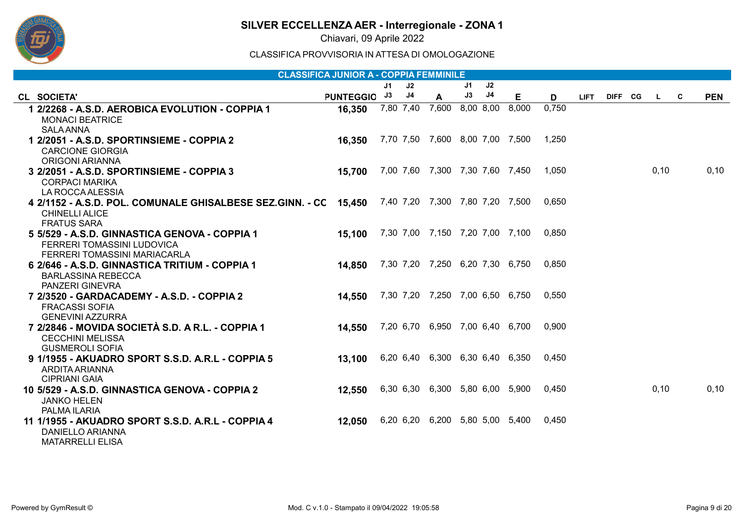# SILVER ECCELLENZA AER - Interregionale - ZONA 1

Chiavari, 09 Aprile 2022

CLASSIFICA PROVVISORIA IN ATTESA DI OMOLOGAZIONE

## CLASSIFICA JUNIOR A - COPPIA FEMMINILE

| CL | SOCIETA' | PUNTEGGIO | J1 J3 | J2 J4 | A | J1 J3 | J2 J4 | E | D | LIFT | DIFF | CG | L | C | PEN |
|---|---|---|---|---|---|---|---|---|---|---|---|---|---|---|---|
| 1 | 2/2268 - A.S.D. AEROBICA EVOLUTION - COPPIA 1<br>MONACI BEATRICE<br>SALA ANNA | 16,350 | 7,80 | 7,40 | 7,600 | 8,00 | 8,00 | 8,000 | 0,750 | | | | | | |
| 1 | 2/2051 - A.S.D. SPORTINSIEME - COPPIA 2<br>CARCIONE GIORGIA<br>ORIGONI ARIANNA | 16,350 | 7,70 | 7,50 | 7,600 | 8,00 | 7,00 | 7,500 | 1,250 | | | | | | |
| 3 | 2/2051 - A.S.D. SPORTINSIEME - COPPIA 3<br>CORPACI MARIKA<br>LA ROCCA ALESSIA | 15,700 | 7,00 | 7,60 | 7,300 | 7,30 | 7,60 | 7,450 | 1,050 | | | | 0,10 | | 0,10 |
| 4 | 2/1152 - A.S.D. POL. COMUNALE GHISALBESE SEZ.GINN. - CC<br>CHINELLI ALICE<br>FRATUS SARA | 15,450 | 7,40 | 7,20 | 7,300 | 7,80 | 7,20 | 7,500 | 0,650 | | | | | | |
| 5 | 5/529 - A.S.D. GINNASTICA GENOVA - COPPIA 1<br>FERRERI TOMASSINI LUDOVICA<br>FERRERI TOMASSINI MARIACARLA | 15,100 | 7,30 | 7,00 | 7,150 | 7,20 | 7,00 | 7,100 | 0,850 | | | | | | |
| 6 | 2/646 - A.S.D. GINNASTICA TRITIUM - COPPIA 1<br>BARLASSINA REBECCA<br>PANZERI GINEVRA | 14,850 | 7,30 | 7,20 | 7,250 | 6,20 | 7,30 | 6,750 | 0,850 | | | | | | |
| 7 | 2/3520 - GARDACADEMY - A.S.D. - COPPIA 2<br>FRACASSI SOFIA<br>GENEVINI AZZURRA | 14,550 | 7,30 | 7,20 | 7,250 | 7,00 | 6,50 | 6,750 | 0,550 | | | | | | |
| 7 | 2/2846 - MOVIDA SOCIETÀ S.D. A R.L. - COPPIA 1<br>CECCHINI MELISSA<br>GUSMEROLI SOFIA | 14,550 | 7,20 | 6,70 | 6,950 | 7,00 | 6,40 | 6,700 | 0,900 | | | | | | |
| 9 | 1/1955 - AKUADRO SPORT S.S.D. A.R.L - COPPIA 5<br>ARDITA ARIANNA<br>CIPRIANI GAIA | 13,100 | 6,20 | 6,40 | 6,300 | 6,30 | 6,40 | 6,350 | 0,450 | | | | | | |
| 10 | 5/529 - A.S.D. GINNASTICA GENOVA - COPPIA 2<br>JANKO HELEN<br>PALMA ILARIA | 12,550 | 6,30 | 6,30 | 6,300 | 5,80 | 6,00 | 5,900 | 0,450 | | | | 0,10 | | 0,10 |
| 11 | 1/1955 - AKUADRO SPORT S.S.D. A.R.L - COPPIA 4<br>DANIELLO ARIANNA<br>MATARRELLI ELISA | 12,050 | 6,20 | 6,20 | 6,200 | 5,80 | 5,00 | 5,400 | 0,450 | | | | | | |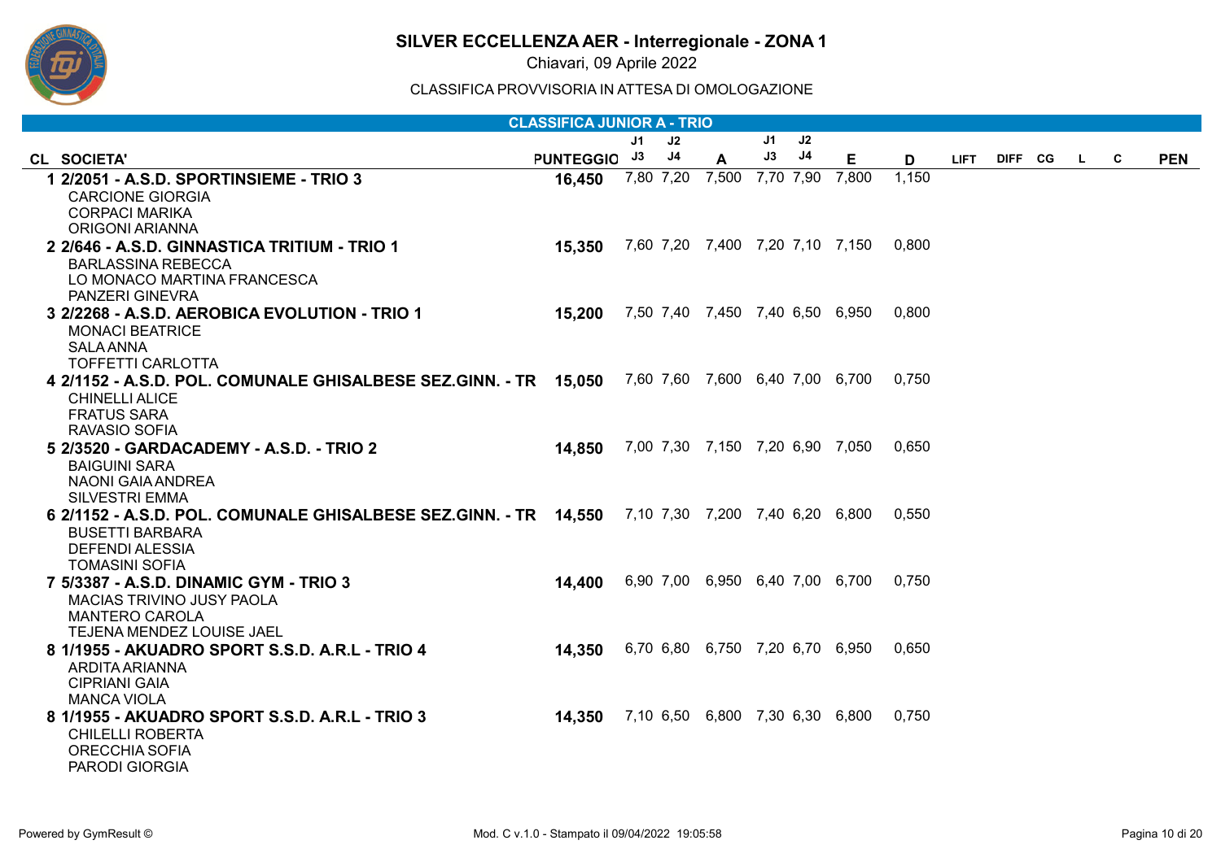# SILVER ECCELLENZA AER - Interregionale - ZONA 1

Chiavari, 09 Aprile 2022

CLASSIFICA PROVVISORIA IN ATTESA DI OMOLOGAZIONE

## CLASSIFICA JUNIOR A - TRIO

| CL | SOCIETA' | PUNTEGGIO | J1 J3 | J2 J4 | A | J1 J3 | J2 J4 | E | D | LIFT | DIFF | CG | L | C | PEN |
|---|---|---|---|---|---|---|---|---|---|---|---|---|---|---|---|
| 1 | 2/2051 - A.S.D. SPORTINSIEME - TRIO 3<br>CARCIONE GIORGIA<br>CORPACI MARIKA<br>ORIGONI ARIANNA | 16,450 | 7,80 | 7,20 | 7,500 | 7,70 | 7,90 | 7,800 | 1,150 | | | | | | |
| 2 | 2/646 - A.S.D. GINNASTICA TRITIUM - TRIO 1<br>BARLASSINA REBECCA<br>LO MONACO MARTINA FRANCESCA<br>PANZERI GINEVRA | 15,350 | 7,60 | 7,20 | 7,400 | 7,20 | 7,10 | 7,150 | 0,800 | | | | | | |
| 3 | 2/2268 - A.S.D. AEROBICA EVOLUTION - TRIO 1<br>MONACI BEATRICE<br>SALA ANNA<br>TOFFETTI CARLOTTA | 15,200 | 7,50 | 7,40 | 7,450 | 7,40 | 6,50 | 6,950 | 0,800 | | | | | | |
| 4 | 2/1152 - A.S.D. POL. COMUNALE GHISALBESE SEZ.GINN. - TR<br>CHINELLI ALICE<br>FRATUS SARA<br>RAVASIO SOFIA | 15,050 | 7,60 | 7,60 | 7,600 | 6,40 | 7,00 | 6,700 | 0,750 | | | | | | |
| 5 | 2/3520 - GARDACADEMY - A.S.D. - TRIO 2<br>BAIGUINI SARA<br>NAONI GAIA ANDREA<br>SILVESTRI EMMA | 14,850 | 7,00 | 7,30 | 7,150 | 7,20 | 6,90 | 7,050 | 0,650 | | | | | | |
| 6 | 2/1152 - A.S.D. POL. COMUNALE GHISALBESE SEZ.GINN. - TR<br>BUSETTI BARBARA<br>DEFENDI ALESSIA<br>TOMASINI SOFIA | 14,550 | 7,10 | 7,30 | 7,200 | 7,40 | 6,20 | 6,800 | 0,550 | | | | | | |
| 7 | 5/3387 - A.S.D. DINAMIC GYM - TRIO 3<br>MACIAS TRIVINO JUSY PAOLA<br>MANTERO CAROLA<br>TEJENA MENDEZ LOUISE JAEL | 14,400 | 6,90 | 7,00 | 6,950 | 6,40 | 7,00 | 6,700 | 0,750 | | | | | | |
| 8 | 1/1955 - AKUADRO SPORT S.S.D. A.R.L - TRIO 4<br>ARDITA ARIANNA<br>CIPRIANI GAIA<br>MANCA VIOLA | 14,350 | 6,70 | 6,80 | 6,750 | 7,20 | 6,70 | 6,950 | 0,650 | | | | | | |
| 8 | 1/1955 - AKUADRO SPORT S.S.D. A.R.L - TRIO 3<br>CHILELLI ROBERTA<br>ORECCHIA SOFIA<br>PARODI GIORGIA | 14,350 | 7,10 | 6,50 | 6,800 | 7,30 | 6,30 | 6,800 | 0,750 | | | | | | |

Powered by GymResult ©

Mod. C v.1.0 - Stampato il 09/04/2022 19:05:58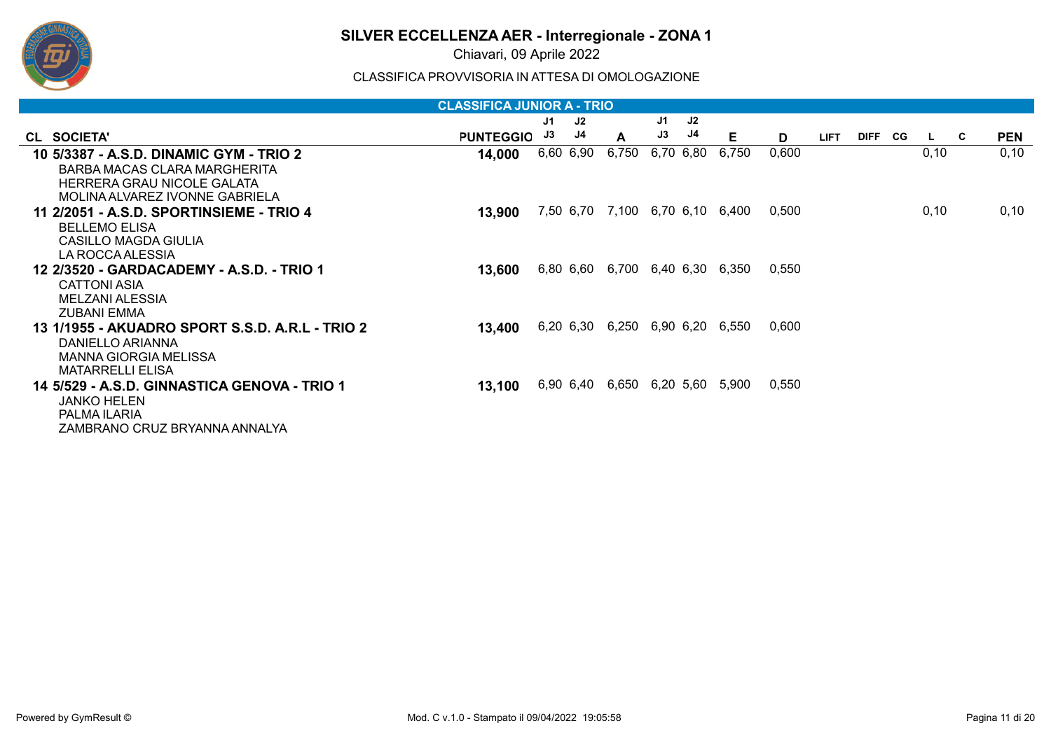# SILVER ECCELLENZA AER - Interregionale - ZONA 1

Chiavari, 09 Aprile 2022

CLASSIFICA PROVVISORIA IN ATTESA DI OMOLOGAZIONE

## CLASSIFICA JUNIOR A - TRIO

| CL | SOCIETA' | PUNTEGGIO | J1 J3 | J2 J4 | A | J1 J3 | J2 J4 | E | D | LIFT | DIFF | CG | L | C | PEN |
|---|---|---|---|---|---|---|---|---|---|---|---|---|---|---|---|
| 10 | 5/3387 - A.S.D. DINAMIC GYM - TRIO 2<br>BARBA MACAS CLARA MARGHERITA<br>HERRERA GRAU NICOLE GALATA<br>MOLINA ALVAREZ IVONNE GABRIELA | 14,000 | 6,60 | 6,90 | 6,750 | 6,70 | 6,80 | 6,750 | 0,600 | | | | 0,10 | | 0,10 |
| 11 | 2/2051 - A.S.D. SPORTINSIEME - TRIO 4<br>BELLEMO ELISA<br>CASILLO MAGDA GIULIA<br>LA ROCCA ALESSIA | 13,900 | 7,50 | 6,70 | 7,100 | 6,70 | 6,10 | 6,400 | 0,500 | | | | 0,10 | | 0,10 |
| 12 | 2/3520 - GARDACADEMY - A.S.D. - TRIO 1<br>CATTONI ASIA<br>MELZANI ALESSIA<br>ZUBANI EMMA | 13,600 | 6,80 | 6,60 | 6,700 | 6,40 | 6,30 | 6,350 | 0,550 | | | | | | |
| 13 | 1/1955 - AKUADRO SPORT S.S.D. A.R.L - TRIO 2<br>DANIELLO ARIANNA<br>MANNA GIORGIA MELISSA<br>MATARRELLI ELISA | 13,400 | 6,20 | 6,30 | 6,250 | 6,90 | 6,20 | 6,550 | 0,600 | | | | | | |
| 14 | 5/529 - A.S.D. GINNASTICA GENOVA - TRIO 1<br>JANKO HELEN<br>PALMA ILARIA<br>ZAMBRANO CRUZ BRYANNA ANNALYA | 13,100 | 6,90 | 6,40 | 6,650 | 6,20 | 5,60 | 5,900 | 0,550 | | | | | | |

Powered by GymResult © Mod. C v.1.0 - Stampato il 09/04/2022 19:05:58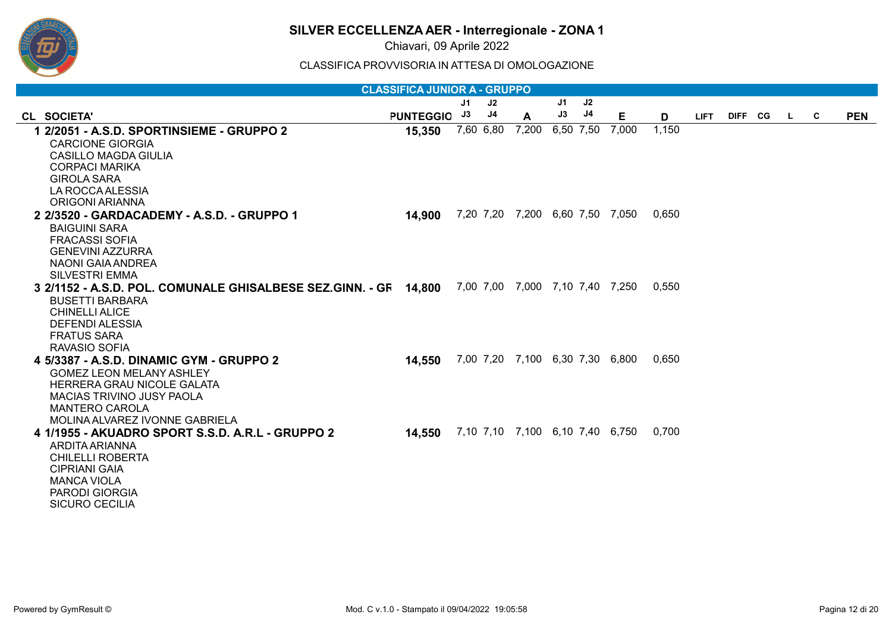# SILVER ECCELLENZA AER - Interregionale - ZONA 1

Chiavari, 09 Aprile 2022

CLASSIFICA PROVVISORIA IN ATTESA DI OMOLOGAZIONE

## CLASSIFICA JUNIOR A - GRUPPO

| CL | SOCIETA' | PUNTEGGIO | J1 J3 | J2 J4 | A | J1 J3 | J2 J4 | E | D | LIFT | DIFF | CG | L | C | PEN |
|---|---|---|---|---|---|---|---|---|---|---|---|---|---|---|---|
| 1 | **2/2051 - A.S.D. SPORTINSIEME - GRUPPO 2**<br>CARCIONE GIORGIA<br>CASILLO MAGDA GIULIA<br>CORPACI MARIKA<br>GIROLA SARA<br>LA ROCCA ALESSIA<br>ORIGONI ARIANNA | **15,350** | 7,60 | 6,80 | 7,200 | 6,50 | 7,50 | 7,000 | 1,150 | | | | | | |
| 2 | **2/3520 - GARDACADEMY - A.S.D. - GRUPPO 1**<br>BAIGUINI SARA<br>FRACASSI SOFIA<br>GENEVINI AZZURRA<br>NAONI GAIA ANDREA<br>SILVESTRI EMMA | **14,900** | 7,20 | 7,20 | 7,200 | 6,60 | 7,50 | 7,050 | 0,650 | | | | | | |
| 3 | **2/1152 - A.S.D. POL. COMUNALE GHISALBESE SEZ.GINN. - GR**<br>BUSETTI BARBARA<br>CHINELLI ALICE<br>DEFENDI ALESSIA<br>FRATUS SARA<br>RAVASIO SOFIA | **14,800** | 7,00 | 7,00 | 7,000 | 7,10 | 7,40 | 7,250 | 0,550 | | | | | | |
| 4 | **5/3387 - A.S.D. DINAMIC GYM - GRUPPO 2**<br>GOMEZ LEON MELANY ASHLEY<br>HERRERA GRAU NICOLE GALATA<br>MACIAS TRIVINO JUSY PAOLA<br>MANTERO CAROLA<br>MOLINA ALVAREZ IVONNE GABRIELA | **14,550** | 7,00 | 7,20 | 7,100 | 6,30 | 7,30 | 6,800 | 0,650 | | | | | | |
| 4 | **1/1955 - AKUADRO SPORT S.S.D. A.R.L - GRUPPO 2**<br>ARDITA ARIANNA<br>CHILELLI ROBERTA<br>CIPRIANI GAIA<br>MANCA VIOLA<br>PARODI GIORGIA<br>SICURO CECILIA | **14,550** | 7,10 | 7,10 | 7,100 | 6,10 | 7,40 | 6,750 | 0,700 | | | | | | |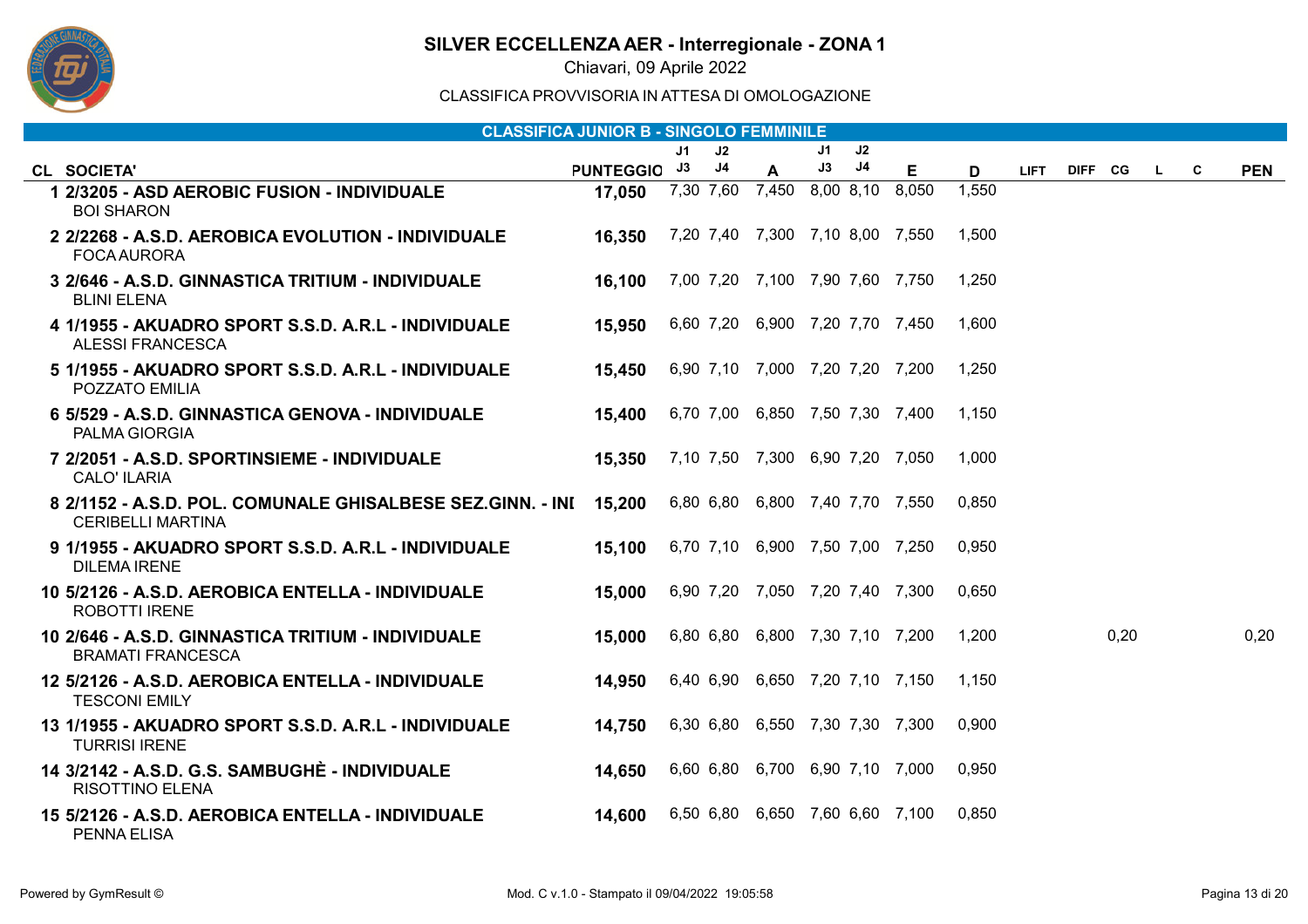# SILVER ECCELLENZA AER - Interregionale - ZONA 1

Chiavari, 09 Aprile 2022

CLASSIFICA PROVVISORIA IN ATTESA DI OMOLOGAZIONE

## CLASSIFICA JUNIOR B - SINGOLO FEMMINILE

| CL | SOCIETA' | PUNTEGGIO | J1 J3 | J2 J4 | A | J1 J3 | J2 J4 | E | D | LIFT | DIFF | CG | L | C | PEN |
|---|---|---|---|---|---|---|---|---|---|---|---|---|---|---|---|
| 1 | 2/3205 - ASD AEROBIC FUSION - INDIVIDUALE<br>BOI SHARON | 17,050 | 7,30 | 7,60 | 7,450 | 8,00 | 8,10 | 8,050 | 1,550 | | | | | | |
| 2 | 2/2268 - A.S.D. AEROBICA EVOLUTION - INDIVIDUALE<br>FOCA AURORA | 16,350 | 7,20 | 7,40 | 7,300 | 7,10 | 8,00 | 7,550 | 1,500 | | | | | | |
| 3 | 2/646 - A.S.D. GINNASTICA TRITIUM - INDIVIDUALE<br>BLINI ELENA | 16,100 | 7,00 | 7,20 | 7,100 | 7,90 | 7,60 | 7,750 | 1,250 | | | | | | |
| 4 | 1/1955 - AKUADRO SPORT S.S.D. A.R.L - INDIVIDUALE<br>ALESSI FRANCESCA | 15,950 | 6,60 | 7,20 | 6,900 | 7,20 | 7,70 | 7,450 | 1,600 | | | | | | |
| 5 | 1/1955 - AKUADRO SPORT S.S.D. A.R.L - INDIVIDUALE<br>POZZATO EMILIA | 15,450 | 6,90 | 7,10 | 7,000 | 7,20 | 7,20 | 7,200 | 1,250 | | | | | | |
| 6 | 5/529 - A.S.D. GINNASTICA GENOVA - INDIVIDUALE<br>PALMA GIORGIA | 15,400 | 6,70 | 7,00 | 6,850 | 7,50 | 7,30 | 7,400 | 1,150 | | | | | | |
| 7 | 2/2051 - A.S.D. SPORTINSIEME - INDIVIDUALE<br>CALO' ILARIA | 15,350 | 7,10 | 7,50 | 7,300 | 6,90 | 7,20 | 7,050 | 1,000 | | | | | | |
| 8 | 2/1152 - A.S.D. POL. COMUNALE GHISALBESE SEZ.GINN. - INI<br>CERIBELLI MARTINA | 15,200 | 6,80 | 6,80 | 6,800 | 7,40 | 7,70 | 7,550 | 0,850 | | | | | | |
| 9 | 1/1955 - AKUADRO SPORT S.S.D. A.R.L - INDIVIDUALE<br>DILEMA IRENE | 15,100 | 6,70 | 7,10 | 6,900 | 7,50 | 7,00 | 7,250 | 0,950 | | | | | | |
| 10 | 5/2126 - A.S.D. AEROBICA ENTELLA - INDIVIDUALE<br>ROBOTTI IRENE | 15,000 | 6,90 | 7,20 | 7,050 | 7,20 | 7,40 | 7,300 | 0,650 | | | | | | |
| 10 | 2/646 - A.S.D. GINNASTICA TRITIUM - INDIVIDUALE<br>BRAMATI FRANCESCA | 15,000 | 6,80 | 6,80 | 6,800 | 7,30 | 7,10 | 7,200 | 1,200 | | | 0,20 | | | 0,20 |
| 12 | 5/2126 - A.S.D. AEROBICA ENTELLA - INDIVIDUALE<br>TESCONI EMILY | 14,950 | 6,40 | 6,90 | 6,650 | 7,20 | 7,10 | 7,150 | 1,150 | | | | | | |
| 13 | 1/1955 - AKUADRO SPORT S.S.D. A.R.L - INDIVIDUALE<br>TURRISI IRENE | 14,750 | 6,30 | 6,80 | 6,550 | 7,30 | 7,30 | 7,300 | 0,900 | | | | | | |
| 14 | 3/2142 - A.S.D. G.S. SAMBUGHÈ - INDIVIDUALE<br>RISOTTINO ELENA | 14,650 | 6,60 | 6,80 | 6,700 | 6,90 | 7,10 | 7,000 | 0,950 | | | | | | |
| 15 | 5/2126 - A.S.D. AEROBICA ENTELLA - INDIVIDUALE<br>PENNA ELISA | 14,600 | 6,50 | 6,80 | 6,650 | 7,60 | 6,60 | 7,100 | 0,850 | | | | | | |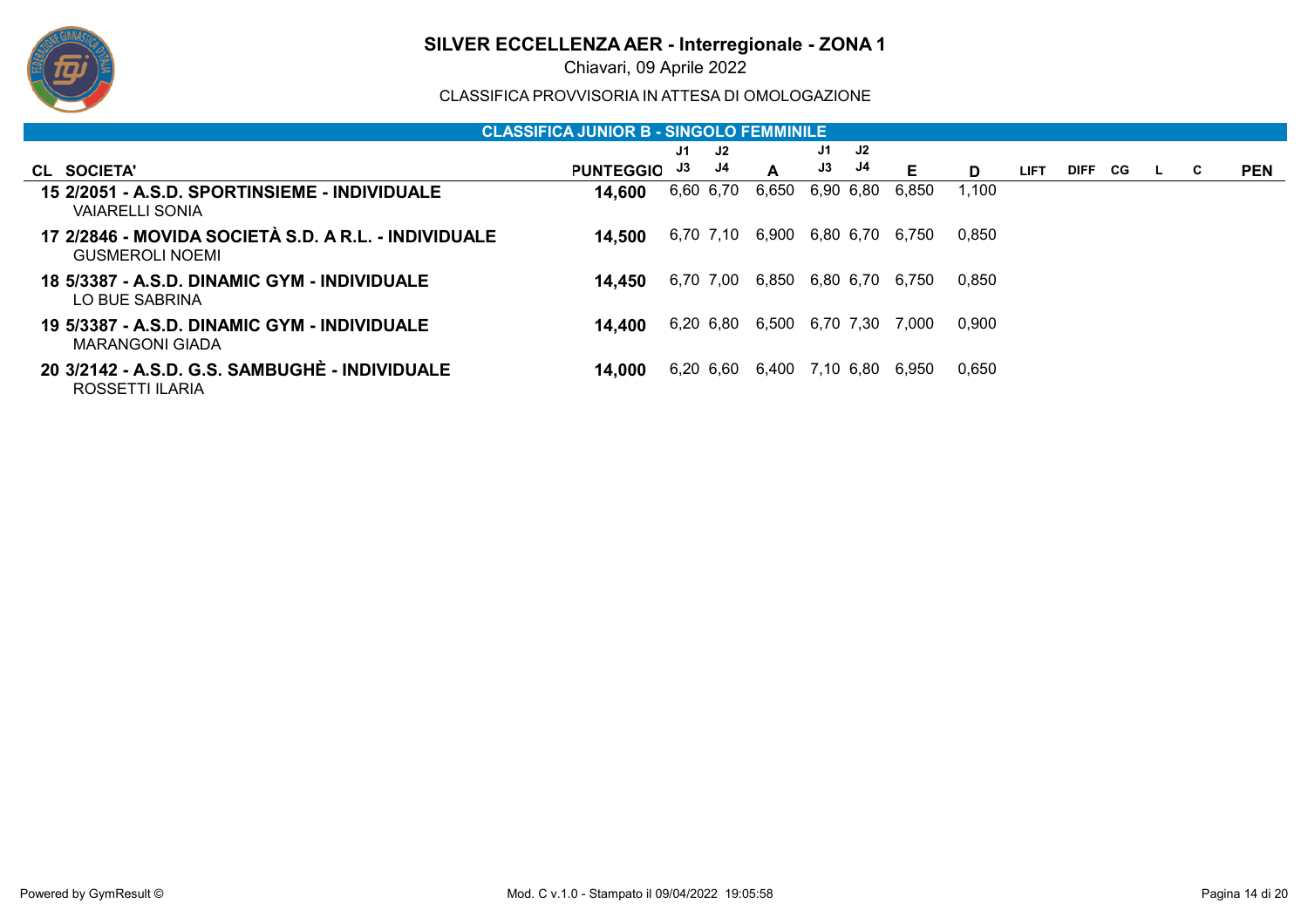# SILVER ECCELLENZA AER - Interregionale - ZONA 1

Chiavari, 09 Aprile 2022

CLASSIFICA PROVVISORIA IN ATTESA DI OMOLOGAZIONE

## CLASSIFICA JUNIOR B - SINGOLO FEMMINILE

| CL | SOCIETA' | PUNTEGGIO | J1 J3 | J2 J4 | A | J1 J3 | J2 J4 | E | D | LIFT | DIFF | CG | L | C | PEN |
|---|---|---|---|---|---|---|---|---|---|---|---|---|---|---|---|
| 15 | 2/2051 - A.S.D. SPORTINSIEME - INDIVIDUALE<br>VAIARELLI SONIA | 14,600 | 6,60 | 6,70 | 6,650 | 6,90 | 6,80 | 6,850 | 1,100 | | | | | | |
| 17 | 2/2846 - MOVIDA SOCIETÀ S.D. A R.L. - INDIVIDUALE<br>GUSMEROLI NOEMI | 14,500 | 6,70 | 7,10 | 6,900 | 6,80 | 6,70 | 6,750 | 0,850 | | | | | | |
| 18 | 5/3387 - A.S.D. DINAMIC GYM - INDIVIDUALE<br>LO BUE SABRINA | 14,450 | 6,70 | 7,00 | 6,850 | 6,80 | 6,70 | 6,750 | 0,850 | | | | | | |
| 19 | 5/3387 - A.S.D. DINAMIC GYM - INDIVIDUALE<br>MARANGONI GIADA | 14,400 | 6,20 | 6,80 | 6,500 | 6,70 | 7,30 | 7,000 | 0,900 | | | | | | |
| 20 | 3/2142 - A.S.D. G.S. SAMBUGHÈ - INDIVIDUALE<br>ROSSETTI ILARIA | 14,000 | 6,20 | 6,60 | 6,400 | 7,10 | 6,80 | 6,950 | 0,650 | | | | | | |

Powered by GymResult © — Mod. C v.1.0 - Stampato il 09/04/2022 19:05:58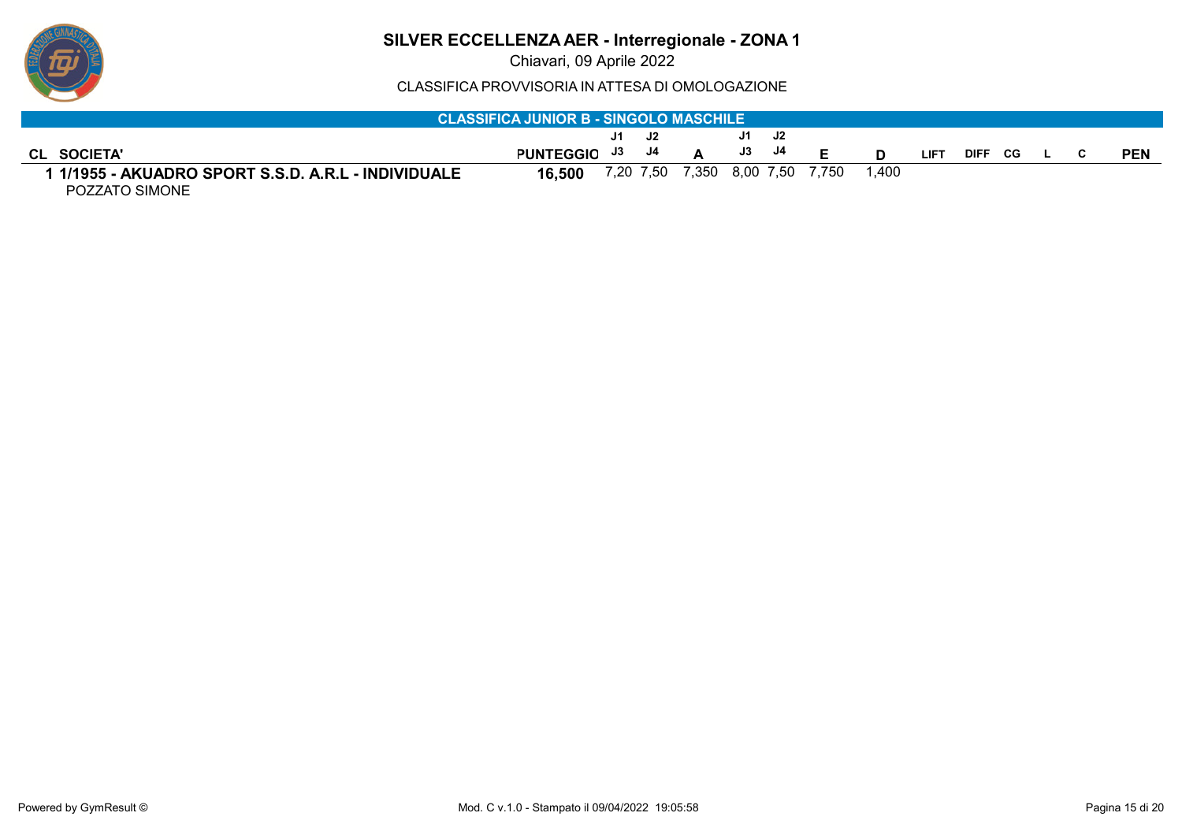# SILVER ECCELLENZA AER - Interregionale - ZONA 1

Chiavari, 09 Aprile 2022

CLASSIFICA PROVVISORIA IN ATTESA DI OMOLOGAZIONE

## CLASSIFICA JUNIOR B - SINGOLO MASCHILE

| CL | SOCIETA' | PUNTEGGIO | J1 J3 | J2 J4 | A | J1 J3 | J2 J4 | E | D | LIFT | DIFF | CG | L | C | PEN |
|---|---|---|---|---|---|---|---|---|---|---|---|---|---|---|---|
| 1 | 1/1955 - AKUADRO SPORT S.S.D. A.R.L - INDIVIDUALE<br>POZZATO SIMONE | 16,500 | 7,20 | 7,50 | 7,350 | 8,00 | 7,50 | 7,750 | 1,400 | | | | | | |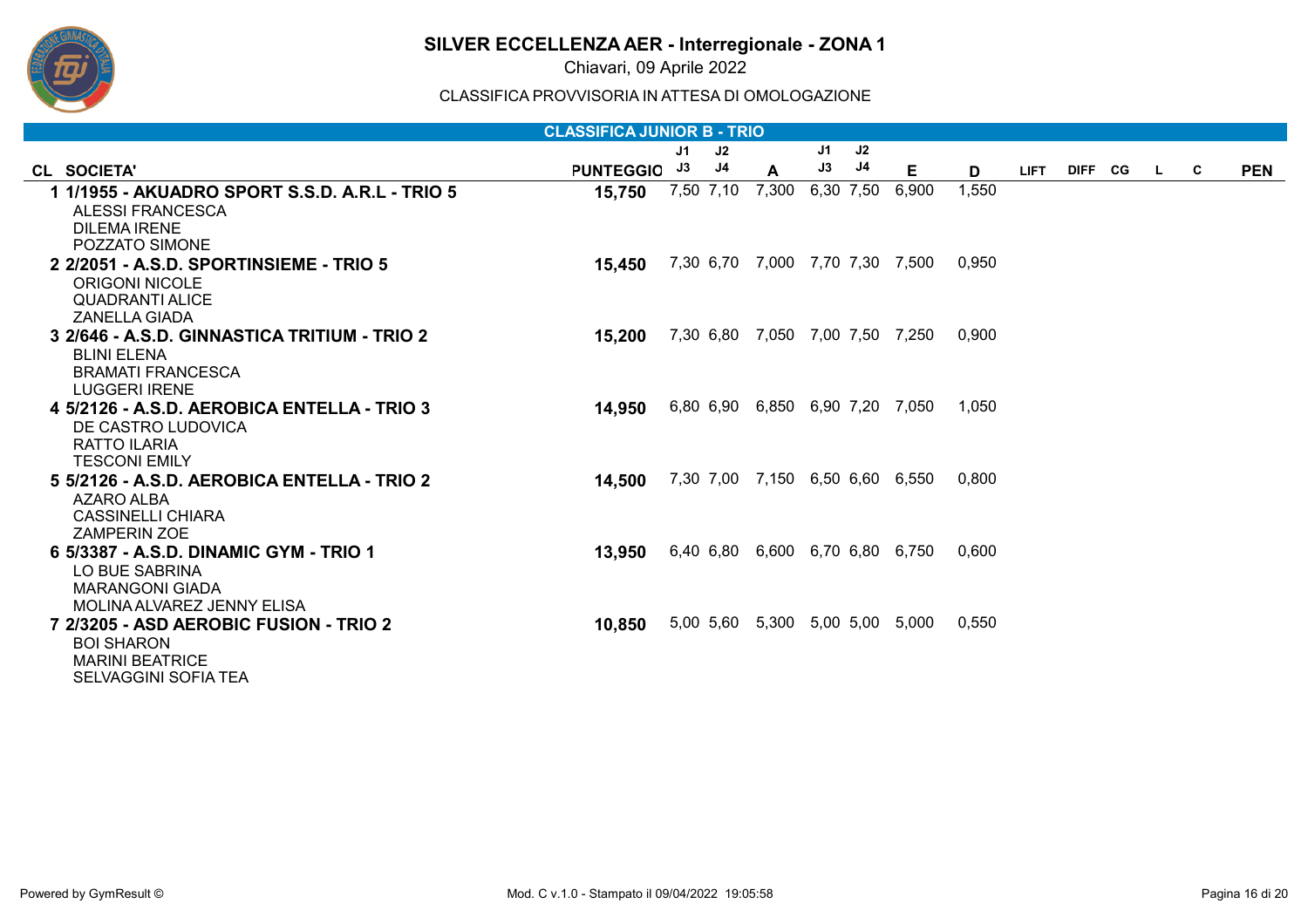# SILVER ECCELLENZA AER - Interregionale - ZONA 1

Chiavari, 09 Aprile 2022

CLASSIFICA PROVVISORIA IN ATTESA DI OMOLOGAZIONE

## CLASSIFICA JUNIOR B - TRIO

| CL | SOCIETA' | PUNTEGGIO | J1 J3 | J2 J4 | A | J1 J3 | J2 J4 | E | D | LIFT | DIFF | CG | L | C | PEN |
|---|---|---|---|---|---|---|---|---|---|---|---|---|---|---|---|
| 1 | 1/1955 - A.S.D. AKUADRO SPORT S.S.D. A.R.L - TRIO 5 | 15,750 | 7,50 | 7,10 | 7,300 | 6,30 | 7,50 | 6,900 | 1,550 | | | | | | |
| | ALESSI FRANCESCA<br>DILEMA IRENE<br>POZZATO SIMONE | | | | | | | | | | | | | | |
| 2 | 2/2051 - A.S.D. SPORTINSIEME - TRIO 5 | 15,450 | 7,30 | 6,70 | 7,000 | 7,70 | 7,30 | 7,500 | 0,950 | | | | | | |
| | ORIGONI NICOLE<br>QUADRANTI ALICE<br>ZANELLA GIADA | | | | | | | | | | | | | | |
| 3 | 2/646 - A.S.D. GINNASTICA TRITIUM - TRIO 2 | 15,200 | 7,30 | 6,80 | 7,050 | 7,00 | 7,50 | 7,250 | 0,900 | | | | | | |
| | BLINI ELENA<br>BRAMATI FRANCESCA<br>LUGGERI IRENE | | | | | | | | | | | | | | |
| 4 | 5/2126 - A.S.D. AEROBICA ENTELLA - TRIO 3 | 14,950 | 6,80 | 6,90 | 6,850 | 6,90 | 7,20 | 7,050 | 1,050 | | | | | | |
| | DE CASTRO LUDOVICA<br>RATTO ILARIA<br>TESCONI EMILY | | | | | | | | | | | | | | |
| 5 | 5/2126 - A.S.D. AEROBICA ENTELLA - TRIO 2 | 14,500 | 7,30 | 7,00 | 7,150 | 6,50 | 6,60 | 6,550 | 0,800 | | | | | | |
| | AZARO ALBA<br>CASSINELLI CHIARA<br>ZAMPERIN ZOE | | | | | | | | | | | | | | |
| 6 | 5/3387 - A.S.D. DINAMIC GYM - TRIO 1 | 13,950 | 6,40 | 6,80 | 6,600 | 6,70 | 6,80 | 6,750 | 0,600 | | | | | | |
| | LO BUE SABRINA<br>MARANGONI GIADA<br>MOLINA ALVAREZ JENNY ELISA | | | | | | | | | | | | | | |
| 7 | 2/3205 - ASD AEROBIC FUSION - TRIO 2 | 10,850 | 5,00 | 5,60 | 5,300 | 5,00 | 5,00 | 5,000 | 0,550 | | | | | | |
| | BOI SHARON<br>MARINI BEATRICE<br>SELVAGGINI SOFIA TEA | | | | | | | | | | | | | | |

Powered by GymResult © — Mod. C v.1.0 - Stampato il 09/04/2022 19:05:58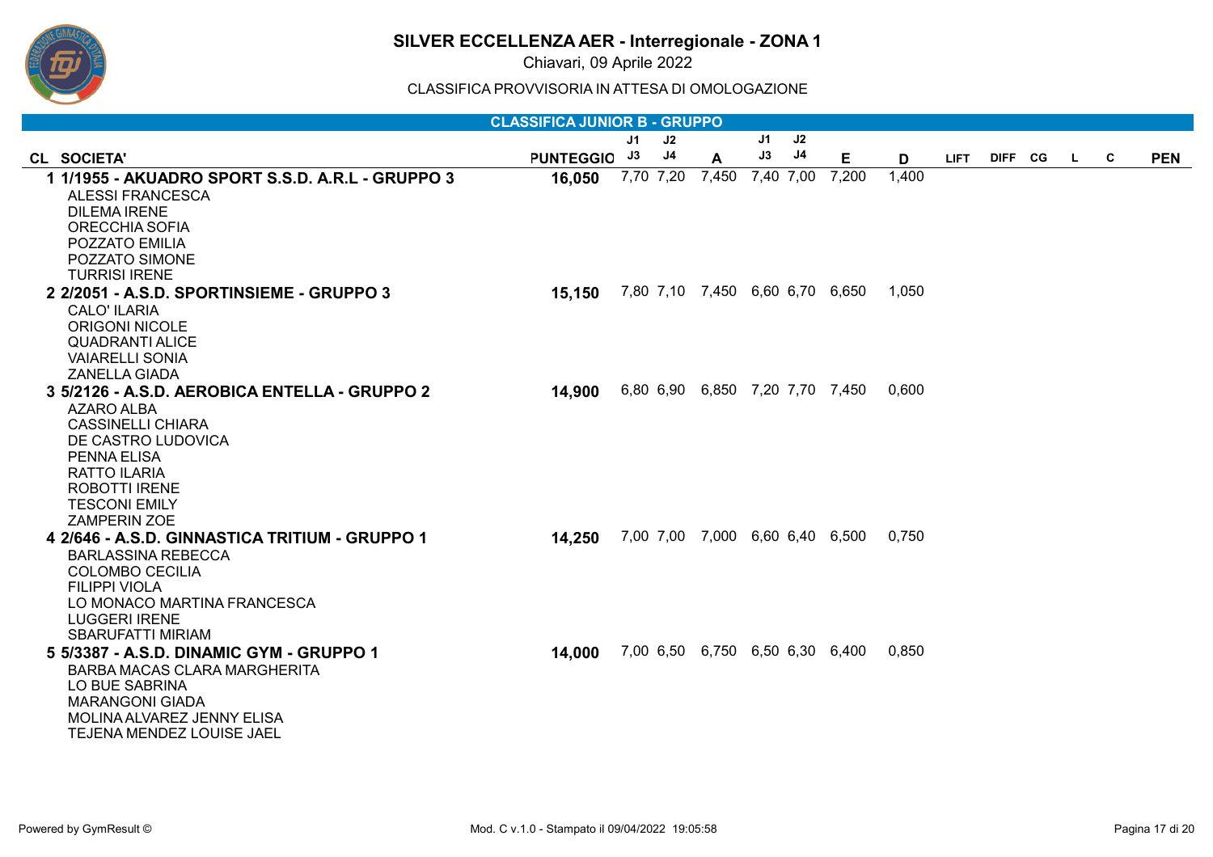# SILVER ECCELLENZA AER - Interregionale - ZONA 1

Chiavari, 09 Aprile 2022

CLASSIFICA PROVVISORIA IN ATTESA DI OMOLOGAZIONE

## CLASSIFICA JUNIOR B - GRUPPO

| CL | SOCIETA' | PUNTEGGIO | J1 J3 | J2 J4 | A | J1 J3 | J2 J4 | E | D | LIFT | DIFF | CG | L | C | PEN |
|---|---|---|---|---|---|---|---|---|---|---|---|---|---|---|---|
| 1 | 1/1955 - A.S.D. AKUADRO SPORT S.S.D. A.R.L - GRUPPO 3<br>ALESSI FRANCESCA<br>DILEMA IRENE<br>ORECCHIA SOFIA<br>POZZATO EMILIA<br>POZZATO SIMONE<br>TURRISI IRENE | 16,050 | 7,70 | 7,20 | 7,450 | 7,40 | 7,00 | 7,200 | 1,400 | | | | | | |
| 2 | 2/2051 - A.S.D. SPORTINSIEME - GRUPPO 3<br>CALO' ILARIA<br>ORIGONI NICOLE<br>QUADRANTI ALICE<br>VAIARELLI SONIA<br>ZANELLA GIADA | 15,150 | 7,80 | 7,10 | 7,450 | 6,60 | 6,70 | 6,650 | 1,050 | | | | | | |
| 3 | 5/2126 - A.S.D. AEROBICA ENTELLA - GRUPPO 2<br>AZARO ALBA<br>CASSINELLI CHIARA<br>DE CASTRO LUDOVICA<br>PENNA ELISA<br>RATTO ILARIA<br>ROBOTTI IRENE<br>TESCONI EMILY<br>ZAMPERIN ZOE | 14,900 | 6,80 | 6,90 | 6,850 | 7,20 | 7,70 | 7,450 | 0,600 | | | | | | |
| 4 | 2/646 - A.S.D. GINNASTICA TRITIUM - GRUPPO 1<br>BARLASSINA REBECCA<br>COLOMBO CECILIA<br>FILIPPI VIOLA<br>LO MONACO MARTINA FRANCESCA<br>LUGGERI IRENE<br>SBARUFATTI MIRIAM | 14,250 | 7,00 | 7,00 | 7,000 | 6,60 | 6,40 | 6,500 | 0,750 | | | | | | |
| 5 | 5/3387 - A.S.D. DINAMIC GYM - GRUPPO 1<br>BARBA MACAS CLARA MARGHERITA<br>LO BUE SABRINA<br>MARANGONI GIADA<br>MOLINA ALVAREZ JENNY ELISA<br>TEJENA MENDEZ LOUISE JAEL | 14,000 | 7,00 | 6,50 | 6,750 | 6,50 | 6,30 | 6,400 | 0,850 | | | | | | |

Powered by GymResult © Mod. C v.1.0 - Stampato il 09/04/2022 19:05:58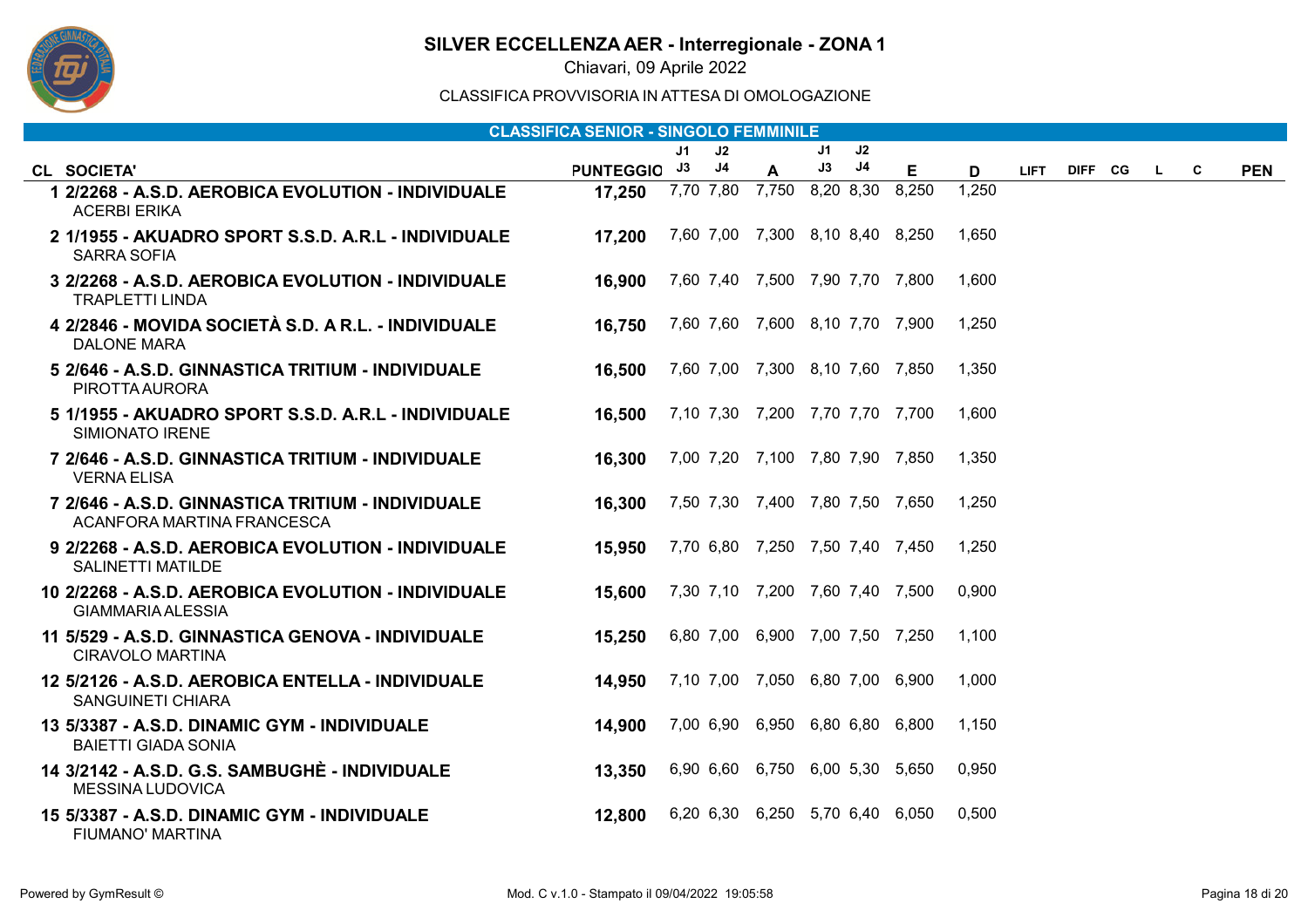# SILVER ECCELLENZA AER - Interregionale - ZONA 1

Chiavari, 09 Aprile 2022

CLASSIFICA PROVVISORIA IN ATTESA DI OMOLOGAZIONE

## CLASSIFICA SENIOR - SINGOLO FEMMINILE

| CL | SOCIETA' | PUNTEGGIO | J1 J3 | J2 J4 | A | J1 J3 | J2 J4 | E | D | LIFT | DIFF | CG | L | C | PEN |
|---|---|---|---|---|---|---|---|---|---|---|---|---|---|---|---|
| 1 | 2/2268 - A.S.D. AEROBICA EVOLUTION - INDIVIDUALE<br>ACERBI ERIKA | 17,250 | 7,70 | 7,80 | 7,750 | 8,20 | 8,30 | 8,250 | 1,250 | | | | | | |
| 2 | 1/1955 - AKUADRO SPORT S.S.D. A.R.L - INDIVIDUALE<br>SARRA SOFIA | 17,200 | 7,60 | 7,00 | 7,300 | 8,10 | 8,40 | 8,250 | 1,650 | | | | | | |
| 3 | 2/2268 - A.S.D. AEROBICA EVOLUTION - INDIVIDUALE<br>TRAPLETTI LINDA | 16,900 | 7,60 | 7,40 | 7,500 | 7,90 | 7,70 | 7,800 | 1,600 | | | | | | |
| 4 | 2/2846 - MOVIDA SOCIETÀ S.D. A R.L. - INDIVIDUALE<br>DALONE MARA | 16,750 | 7,60 | 7,60 | 7,600 | 8,10 | 7,70 | 7,900 | 1,250 | | | | | | |
| 5 | 2/646 - A.S.D. GINNASTICA TRITIUM - INDIVIDUALE<br>PIROTTA AURORA | 16,500 | 7,60 | 7,00 | 7,300 | 8,10 | 7,60 | 7,850 | 1,350 | | | | | | |
| 5 | 1/1955 - AKUADRO SPORT S.S.D. A.R.L - INDIVIDUALE<br>SIMIONATO IRENE | 16,500 | 7,10 | 7,30 | 7,200 | 7,70 | 7,70 | 7,700 | 1,600 | | | | | | |
| 7 | 2/646 - A.S.D. GINNASTICA TRITIUM - INDIVIDUALE<br>VERNA ELISA | 16,300 | 7,00 | 7,20 | 7,100 | 7,80 | 7,90 | 7,850 | 1,350 | | | | | | |
| 7 | 2/646 - A.S.D. GINNASTICA TRITIUM - INDIVIDUALE<br>ACANFORA MARTINA FRANCESCA | 16,300 | 7,50 | 7,30 | 7,400 | 7,80 | 7,50 | 7,650 | 1,250 | | | | | | |
| 9 | 2/2268 - A.S.D. AEROBICA EVOLUTION - INDIVIDUALE<br>SALINETTI MATILDE | 15,950 | 7,70 | 6,80 | 7,250 | 7,50 | 7,40 | 7,450 | 1,250 | | | | | | |
| 10 | 2/2268 - A.S.D. AEROBICA EVOLUTION - INDIVIDUALE<br>GIAMMARIA ALESSIA | 15,600 | 7,30 | 7,10 | 7,200 | 7,60 | 7,40 | 7,500 | 0,900 | | | | | | |
| 11 | 5/529 - A.S.D. GINNASTICA GENOVA - INDIVIDUALE<br>CIRAVOLO MARTINA | 15,250 | 6,80 | 7,00 | 6,900 | 7,00 | 7,50 | 7,250 | 1,100 | | | | | | |
| 12 | 5/2126 - A.S.D. AEROBICA ENTELLA - INDIVIDUALE<br>SANGUINETI CHIARA | 14,950 | 7,10 | 7,00 | 7,050 | 6,80 | 7,00 | 6,900 | 1,000 | | | | | | |
| 13 | 5/3387 - A.S.D. DINAMIC GYM - INDIVIDUALE<br>BAIETTI GIADA SONIA | 14,900 | 7,00 | 6,90 | 6,950 | 6,80 | 6,80 | 6,800 | 1,150 | | | | | | |
| 14 | 3/2142 - A.S.D. G.S. SAMBUGHÈ - INDIVIDUALE<br>MESSINA LUDOVICA | 13,350 | 6,90 | 6,60 | 6,750 | 6,00 | 5,30 | 5,650 | 0,950 | | | | | | |
| 15 | 5/3387 - A.S.D. DINAMIC GYM - INDIVIDUALE<br>FIUMANO' MARTINA | 12,800 | 6,20 | 6,30 | 6,250 | 5,70 | 6,40 | 6,050 | 0,500 | | | | | | |

Powered by GymResult © — Mod. C v.1.0 - Stampato il 09/04/2022 19:05:58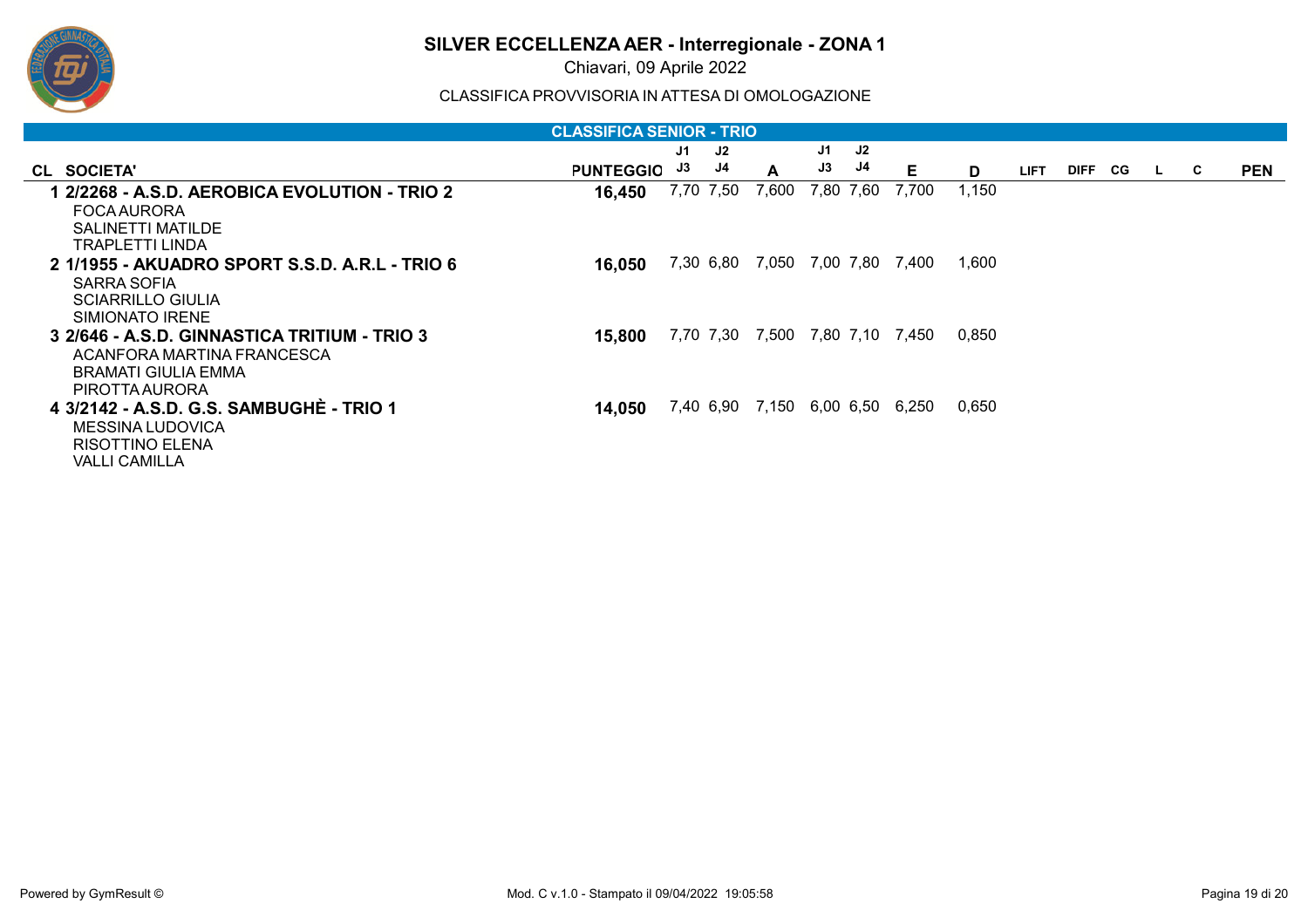# SILVER ECCELLENZA AER - Interregionale - ZONA 1

Chiavari, 09 Aprile 2022

CLASSIFICA PROVVISORIA IN ATTESA DI OMOLOGAZIONE

## CLASSIFICA SENIOR - TRIO

| CL | SOCIETA' | PUNTEGGIO | J1 / J3 | J2 / J4 | A | J1 / J3 | J2 / J4 | E | D | LIFT | DIFF | CG | L | C | PEN |
|---|---|---|---|---|---|---|---|---|---|---|---|---|---|---|---|
| 1 | **2/2268 - A.S.D. AEROBICA EVOLUTION - TRIO 2**<br>FOCA AURORA<br>SALINETTI MATILDE<br>TRAPLETTI LINDA | **16,450** | 7,70 | 7,50 | 7,600 | 7,80 | 7,60 | 7,700 | 1,150 | | | | | | |
| 2 | **1/1955 - AKUADRO SPORT S.S.D. A.R.L - TRIO 6**<br>SARRA SOFIA<br>SCIARRILLO GIULIA<br>SIMIONATO IRENE | **16,050** | 7,30 | 6,80 | 7,050 | 7,00 | 7,80 | 7,400 | 1,600 | | | | | | |
| 3 | **2/646 - A.S.D. GINNASTICA TRITIUM - TRIO 3**<br>ACANFORA MARTINA FRANCESCA<br>BRAMATI GIULIA EMMA<br>PIROTTA AURORA | **15,800** | 7,70 | 7,30 | 7,500 | 7,80 | 7,10 | 7,450 | 0,850 | | | | | | |
| 4 | **3/2142 - A.S.D. G.S. SAMBUGHÈ - TRIO 1**<br>MESSINA LUDOVICA<br>RISOTTINO ELENA<br>VALLI CAMILLA | **14,050** | 7,40 | 6,90 | 7,150 | 6,00 | 6,50 | 6,250 | 0,650 | | | | | | |

Powered by GymResult ©

Mod. C v.1.0 - Stampato il 09/04/2022 19:05:58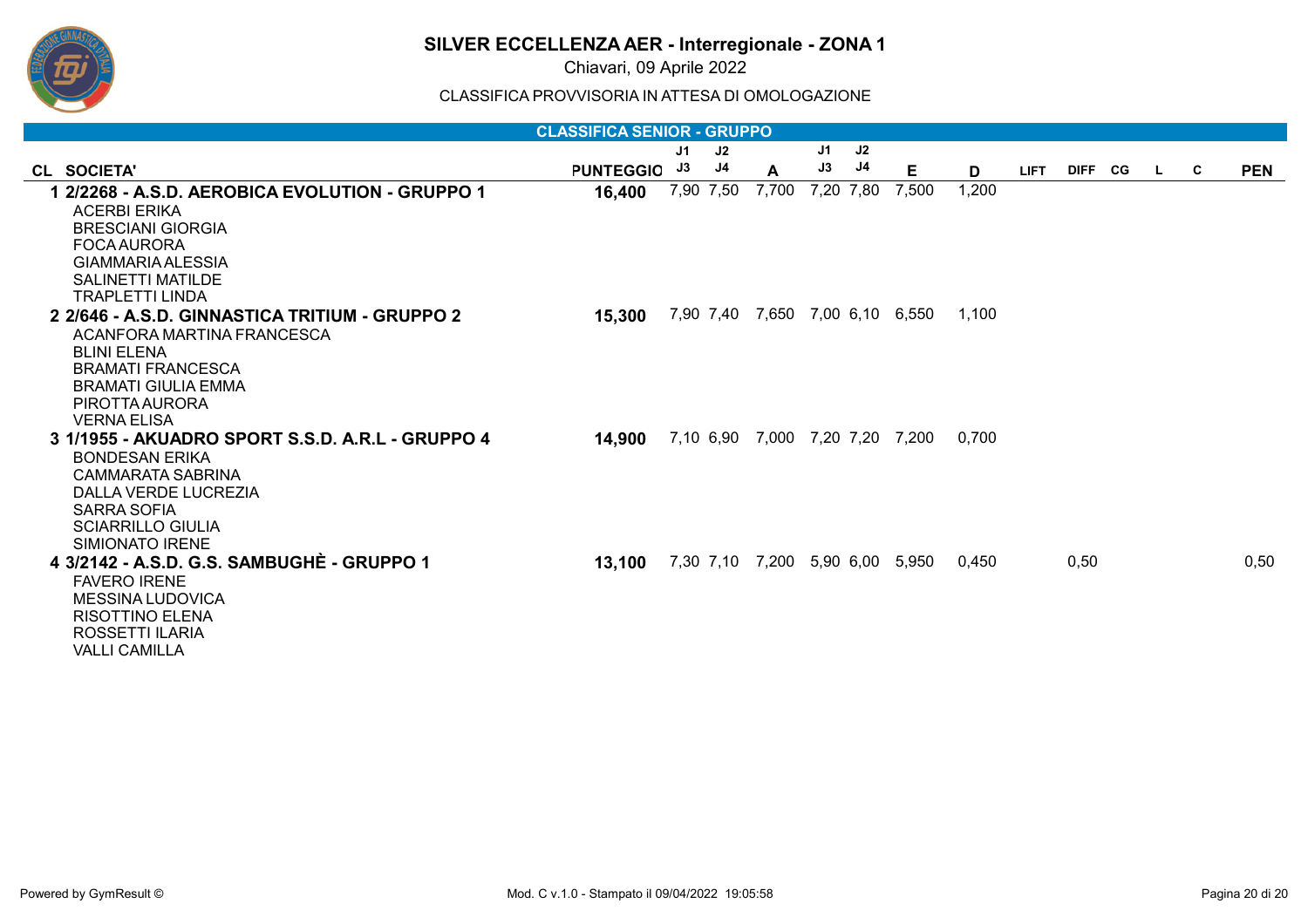# SILVER ECCELLENZA AER - Interregionale - ZONA 1

Chiavari, 09 Aprile 2022

CLASSIFICA PROVVISORIA IN ATTESA DI OMOLOGAZIONE

## CLASSIFICA SENIOR - GRUPPO

| CL | SOCIETA' | PUNTEGGIO | J1 J3 | J2 J4 | A | J1 J3 | J2 J4 | E | D | LIFT | DIFF | CG | L | C | PEN |
|---|---|---|---|---|---|---|---|---|---|---|---|---|---|---|---|
| 1 | **2/2268 - A.S.D. AEROBICA EVOLUTION - GRUPPO 1** | **16,400** | 7,90 | 7,50 | 7,700 | 7,20 | 7,80 | 7,500 | 1,200 | | | | | | |
| | ACERBI ERIKA<br>BRESCIANI GIORGIA<br>FOCA AURORA<br>GIAMMARIA ALESSIA<br>SALINETTI MATILDE<br>TRAPLETTI LINDA | | | | | | | | | | | | | | |
| 2 | **2/646 - A.S.D. GINNASTICA TRITIUM - GRUPPO 2** | **15,300** | 7,90 | 7,40 | 7,650 | 7,00 | 6,10 | 6,550 | 1,100 | | | | | | |
| | ACANFORA MARTINA FRANCESCA<br>BLINI ELENA<br>BRAMATI FRANCESCA<br>BRAMATI GIULIA EMMA<br>PIROTTA AURORA<br>VERNA ELISA | | | | | | | | | | | | | | |
| 3 | **1/1955 - AKUADRO SPORT S.S.D. A.R.L - GRUPPO 4** | **14,900** | 7,10 | 6,90 | 7,000 | 7,20 | 7,20 | 7,200 | 0,700 | | | | | | |
| | BONDESAN ERIKA<br>CAMMARATA SABRINA<br>DALLA VERDE LUCREZIA<br>SARRA SOFIA<br>SCIARRILLO GIULIA<br>SIMIONATO IRENE | | | | | | | | | | | | | | |
| 4 | **3/2142 - A.S.D. G.S. SAMBUGHÈ - GRUPPO 1** | **13,100** | 7,30 | 7,10 | 7,200 | 5,90 | 6,00 | 5,950 | 0,450 | | 0,50 | | | | 0,50 |
| | FAVERO IRENE<br>MESSINA LUDOVICA<br>RISOTTINO ELENA<br>ROSSETTI ILARIA<br>VALLI CAMILLA | | | | | | | | | | | | | | |

Powered by GymResult ©

Mod. C v.1.0 - Stampato il 09/04/2022 19:05:58